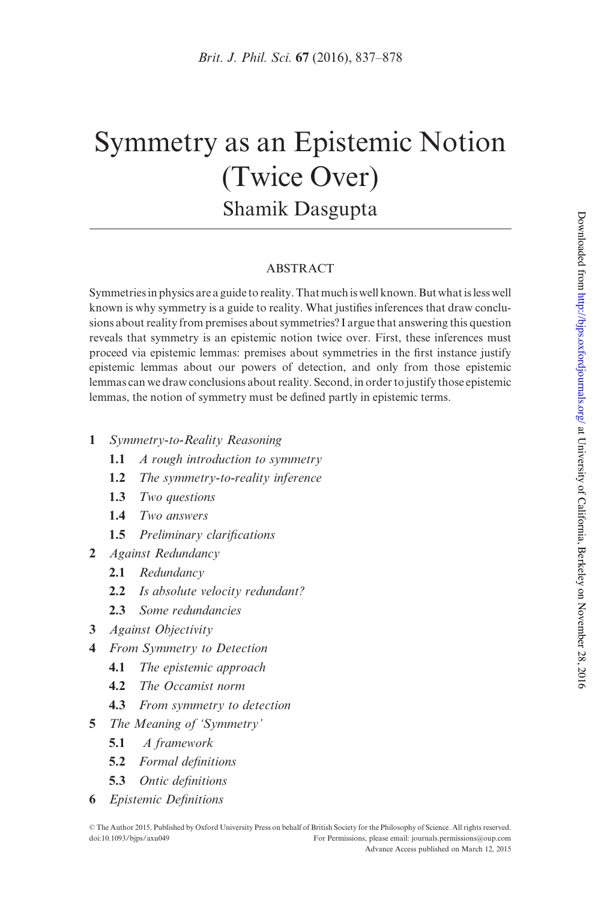# Symmetry as an Epistemic Notion (Twice Over)

## Shamik Dasgupta

### ABSTRACT

Symmetries in physics are a guide to reality. That much is well known. But what is less well known is why symmetry is a guide to reality. What justifies inferences that draw conclusions about reality from premises about symmetries? I argue that answering this question reveals that symmetry is an epistemic notion twice over. First, these inferences must proceed via epistemic lemmas: premises about symmetries in the first instance justify epistemic lemmas about our powers of detection, and only from those epistemic lemmas can we draw conclusions about reality. Second, in order to justify those epistemic lemmas, the notion of symmetry must be defined partly in epistemic terms.

- **1** *Symmetry-to-Reality Reasoning*
  - **1.1** *A rough introduction to symmetry*
  - **1.2** *The symmetry-to-reality inference*
  - **1.3** *Two questions*
  - **1.4** *Two answers*
  - **1.5** *Preliminary clarifications*
- **2** *Against Redundancy*
  - **2.1** *Redundancy*
  - **2.2** *Is absolute velocity redundant?*
  - **2.3** *Some redundancies*
- **3** *Against Objectivity*
- **4** *From Symmetry to Detection*
  - **4.1** *The epistemic approach*
  - **4.2** *The Occamist norm*
  - **4.3** *From symmetry to detection*
- **5** *The Meaning of 'Symmetry'*
  - **5.1** *A framework*
  - **5.2** *Formal definitions*
  - **5.3** *Ontic definitions*
- **6** *Epistemic Definitions*

© The Author 2015. Published by Oxford University Press on behalf of British Society for the Philosophy of Science. All rights reserved.
doi:10.1093/bjps/axu049 For Permissions, please email: journals.permissions@oup.com
Advance Access published on March 12, 2015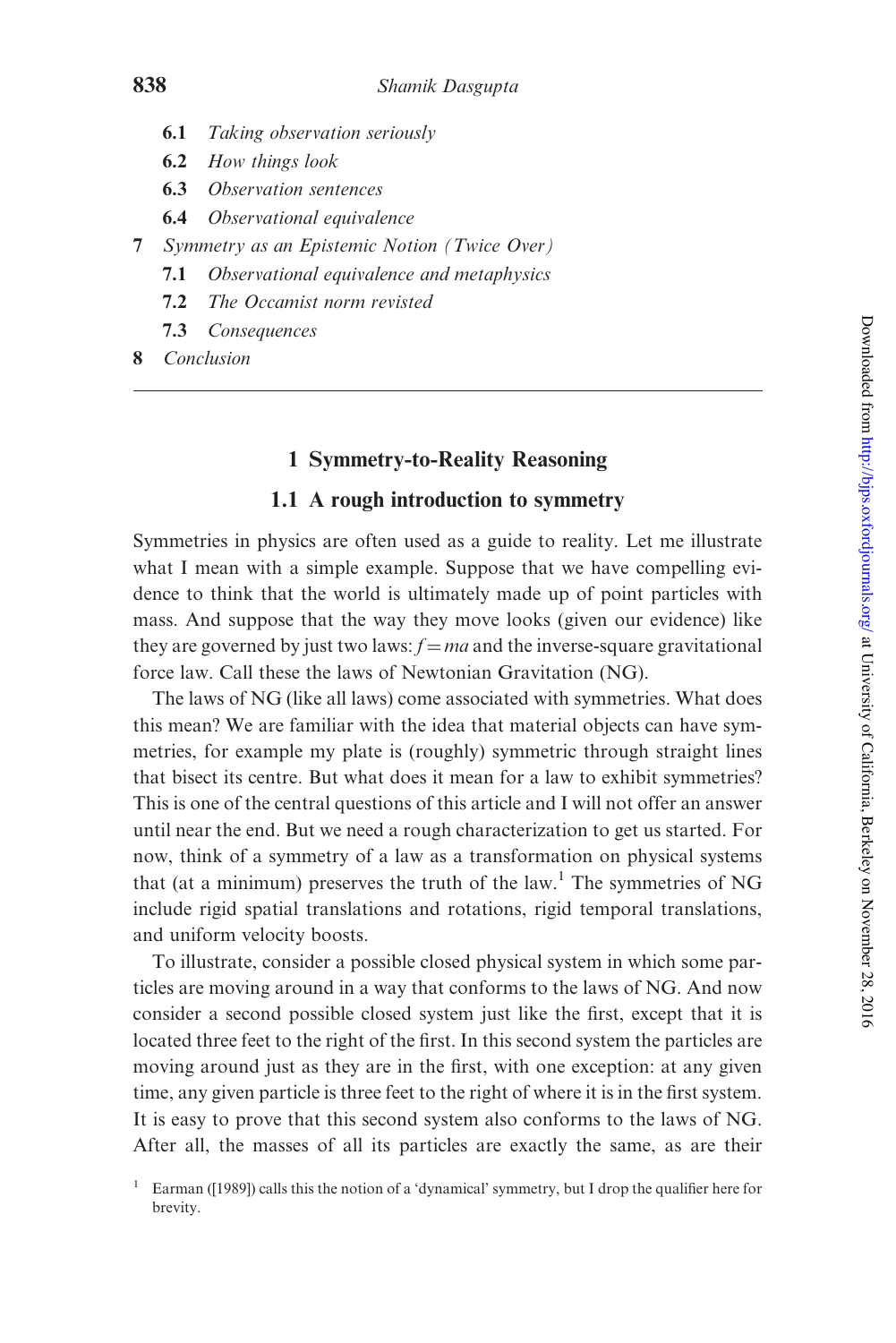- **6.1** *Taking observation seriously*
- **6.2** *How things look*
- **6.3** *Observation sentences*
- **6.4** *Observational equivalence*

**7** *Symmetry as an Epistemic Notion (Twice Over)*

- **7.1** *Observational equivalence and metaphysics*
- **7.2** *The Occamist norm revisted*
- **7.3** *Consequences*

**8** *Conclusion*

---

# 1 Symmetry-to-Reality Reasoning

## 1.1 A rough introduction to symmetry

Symmetries in physics are often used as a guide to reality. Let me illustrate what I mean with a simple example. Suppose that we have compelling evidence to think that the world is ultimately made up of point particles with mass. And suppose that the way they move looks (given our evidence) like they are governed by just two laws: $f = ma$ and the inverse-square gravitational force law. Call these the laws of Newtonian Gravitation (NG).

The laws of NG (like all laws) come associated with symmetries. What does this mean? We are familiar with the idea that material objects can have symmetries, for example my plate is (roughly) symmetric through straight lines that bisect its centre. But what does it mean for a law to exhibit symmetries? This is one of the central questions of this article and I will not offer an answer until near the end. But we need a rough characterization to get us started. For now, think of a symmetry of a law as a transformation on physical systems that (at a minimum) preserves the truth of the law.[1] The symmetries of NG include rigid spatial translations and rotations, rigid temporal translations, and uniform velocity boosts.

To illustrate, consider a possible closed physical system in which some particles are moving around in a way that conforms to the laws of NG. And now consider a second possible closed system just like the first, except that it is located three feet to the right of the first. In this second system the particles are moving around just as they are in the first, with one exception: at any given time, any given particle is three feet to the right of where it is in the first system. It is easy to prove that this second system also conforms to the laws of NG. After all, the masses of all its particles are exactly the same, as are their

[1] Earman ([1989]) calls this the notion of a 'dynamical' symmetry, but I drop the qualifier here for brevity.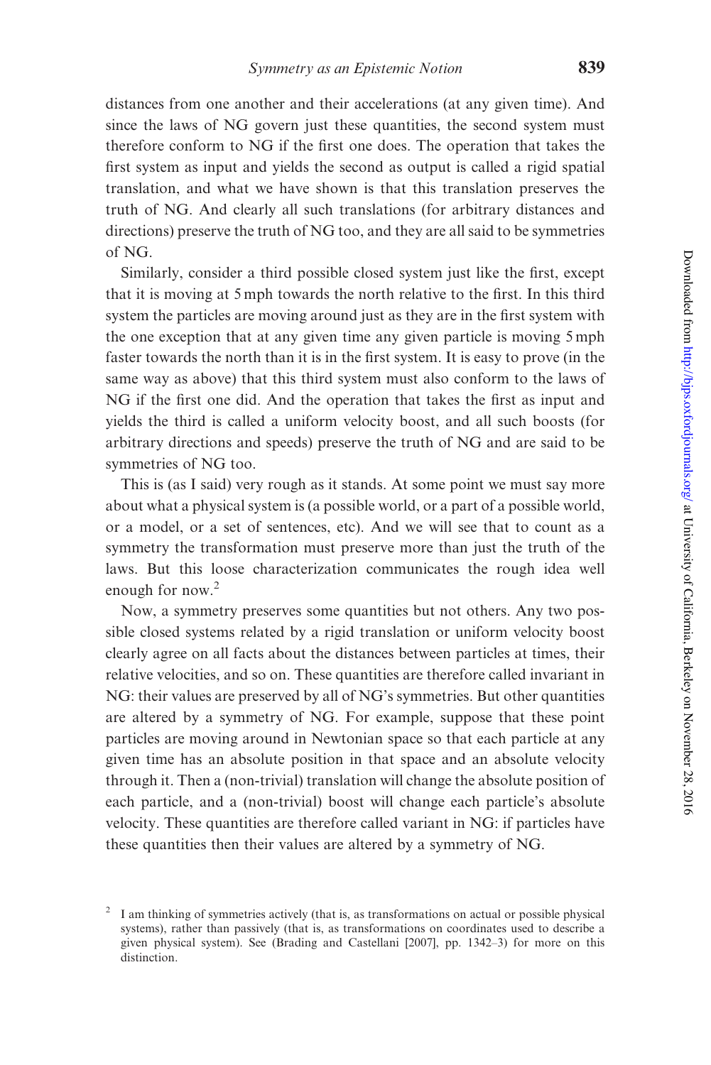distances from one another and their accelerations (at any given time). And since the laws of NG govern just these quantities, the second system must therefore conform to NG if the first one does. The operation that takes the first system as input and yields the second as output is called a rigid spatial translation, and what we have shown is that this translation preserves the truth of NG. And clearly all such translations (for arbitrary distances and directions) preserve the truth of NG too, and they are all said to be symmetries of NG.

Similarly, consider a third possible closed system just like the first, except that it is moving at 5 mph towards the north relative to the first. In this third system the particles are moving around just as they are in the first system with the one exception that at any given time any given particle is moving 5 mph faster towards the north than it is in the first system. It is easy to prove (in the same way as above) that this third system must also conform to the laws of NG if the first one did. And the operation that takes the first as input and yields the third is called a uniform velocity boost, and all such boosts (for arbitrary directions and speeds) preserve the truth of NG and are said to be symmetries of NG too.

This is (as I said) very rough as it stands. At some point we must say more about what a physical system is (a possible world, or a part of a possible world, or a model, or a set of sentences, etc). And we will see that to count as a symmetry the transformation must preserve more than just the truth of the laws. But this loose characterization communicates the rough idea well enough for now.[2]

Now, a symmetry preserves some quantities but not others. Any two possible closed systems related by a rigid translation or uniform velocity boost clearly agree on all facts about the distances between particles at times, their relative velocities, and so on. These quantities are therefore called invariant in NG: their values are preserved by all of NG's symmetries. But other quantities are altered by a symmetry of NG. For example, suppose that these point particles are moving around in Newtonian space so that each particle at any given time has an absolute position in that space and an absolute velocity through it. Then a (non-trivial) translation will change the absolute position of each particle, and a (non-trivial) boost will change each particle's absolute velocity. These quantities are therefore called variant in NG: if particles have these quantities then their values are altered by a symmetry of NG.

[2] I am thinking of symmetries actively (that is, as transformations on actual or possible physical systems), rather than passively (that is, as transformations on coordinates used to describe a given physical system). See (Brading and Castellani [2007], pp. 1342–3) for more on this distinction.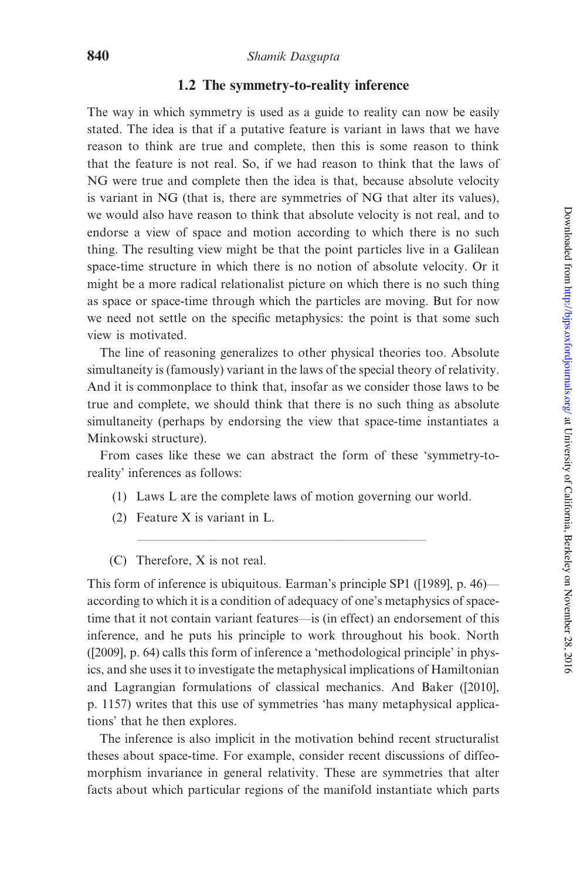### 1.2 The symmetry-to-reality inference

The way in which symmetry is used as a guide to reality can now be easily stated. The idea is that if a putative feature is variant in laws that we have reason to think are true and complete, then this is some reason to think that the feature is not real. So, if we had reason to think that the laws of NG were true and complete then the idea is that, because absolute velocity is variant in NG (that is, there are symmetries of NG that alter its values), we would also have reason to think that absolute velocity is not real, and to endorse a view of space and motion according to which there is no such thing. The resulting view might be that the point particles live in a Galilean space-time structure in which there is no notion of absolute velocity. Or it might be a more radical relationalist picture on which there is no such thing as space or space-time through which the particles are moving. But for now we need not settle on the specific metaphysics: the point is that some such view is motivated.

The line of reasoning generalizes to other physical theories too. Absolute simultaneity is (famously) variant in the laws of the special theory of relativity. And it is commonplace to think that, insofar as we consider those laws to be true and complete, we should think that there is no such thing as absolute simultaneity (perhaps by endorsing the view that space-time instantiates a Minkowski structure).

From cases like these we can abstract the form of these 'symmetry-to-reality' inferences as follows:

(1) Laws L are the complete laws of motion governing our world.

(2) Feature X is variant in L.

---

(C) Therefore, X is not real.

This form of inference is ubiquitous. Earman's principle SP1 ([1989], p. 46)—according to which it is a condition of adequacy of one's metaphysics of space-time that it not contain variant features—is (in effect) an endorsement of this inference, and he puts his principle to work throughout his book. North ([2009], p. 64) calls this form of inference a 'methodological principle' in physics, and she uses it to investigate the metaphysical implications of Hamiltonian and Lagrangian formulations of classical mechanics. And Baker ([2010], p. 1157) writes that this use of symmetries 'has many metaphysical applications' that he then explores.

The inference is also implicit in the motivation behind recent structuralist theses about space-time. For example, consider recent discussions of diffeomorphism invariance in general relativity. These are symmetries that alter facts about which particular regions of the manifold instantiate which parts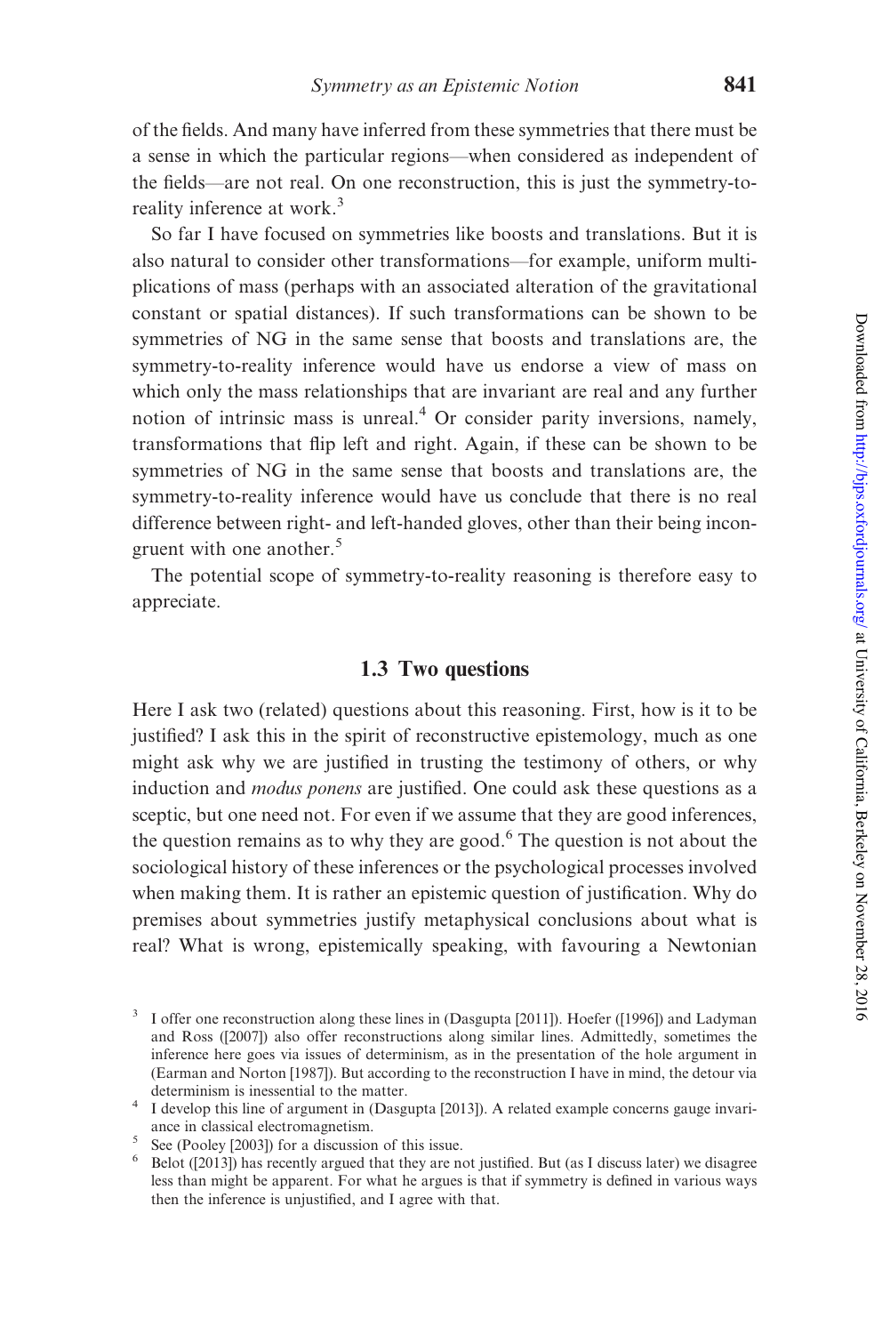of the fields. And many have inferred from these symmetries that there must be a sense in which the particular regions—when considered as independent of the fields—are not real. On one reconstruction, this is just the symmetry-to-reality inference at work.[3]

So far I have focused on symmetries like boosts and translations. But it is also natural to consider other transformations—for example, uniform multiplications of mass (perhaps with an associated alteration of the gravitational constant or spatial distances). If such transformations can be shown to be symmetries of NG in the same sense that boosts and translations are, the symmetry-to-reality inference would have us endorse a view of mass on which only the mass relationships that are invariant are real and any further notion of intrinsic mass is unreal.[4] Or consider parity inversions, namely, transformations that flip left and right. Again, if these can be shown to be symmetries of NG in the same sense that boosts and translations are, the symmetry-to-reality inference would have us conclude that there is no real difference between right- and left-handed gloves, other than their being incongruent with one another.[5]

The potential scope of symmetry-to-reality reasoning is therefore easy to appreciate.

### 1.3 Two questions

Here I ask two (related) questions about this reasoning. First, how is it to be justified? I ask this in the spirit of reconstructive epistemology, much as one might ask why we are justified in trusting the testimony of others, or why induction and *modus ponens* are justified. One could ask these questions as a sceptic, but one need not. For even if we assume that they are good inferences, the question remains as to why they are good.[6] The question is not about the sociological history of these inferences or the psychological processes involved when making them. It is rather an epistemic question of justification. Why do premises about symmetries justify metaphysical conclusions about what is real? What is wrong, epistemically speaking, with favouring a Newtonian

[3] I offer one reconstruction along these lines in (Dasgupta [2011]). Hoefer ([1996]) and Ladyman and Ross ([2007]) also offer reconstructions along similar lines. Admittedly, sometimes the inference here goes via issues of determinism, as in the presentation of the hole argument in (Earman and Norton [1987]). But according to the reconstruction I have in mind, the detour via determinism is inessential to the matter.

[4] I develop this line of argument in (Dasgupta [2013]). A related example concerns gauge invariance in classical electromagnetism.

[5] See (Pooley [2003]) for a discussion of this issue.

[6] Belot ([2013]) has recently argued that they are not justified. But (as I discuss later) we disagree less than might be apparent. For what he argues is that if symmetry is defined in various ways then the inference is unjustified, and I agree with that.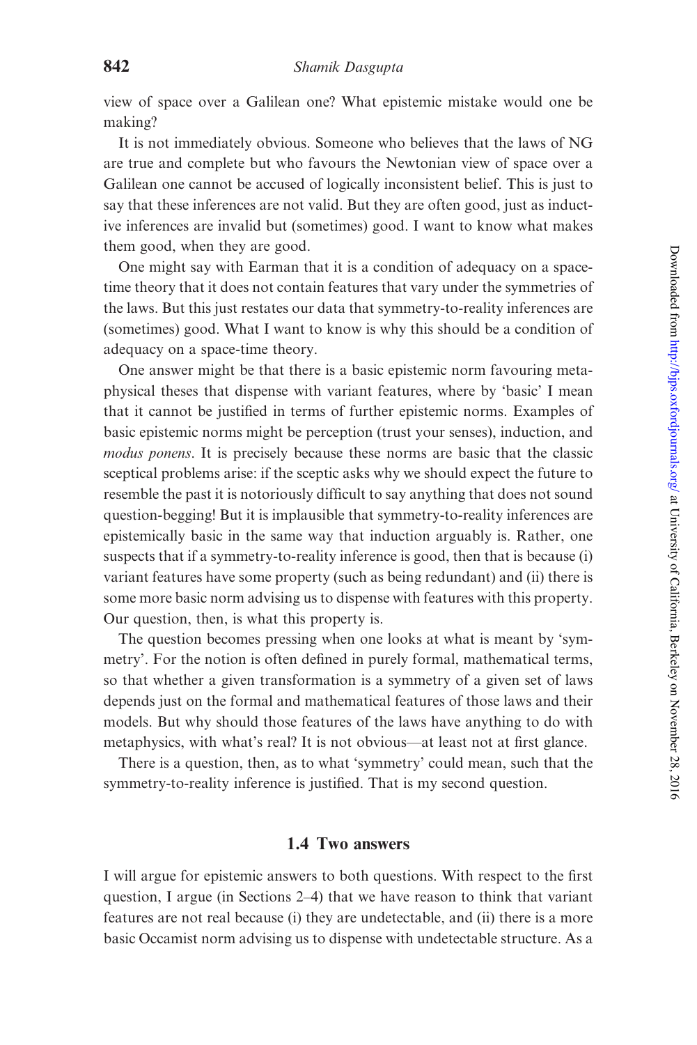view of space over a Galilean one? What epistemic mistake would one be making?

It is not immediately obvious. Someone who believes that the laws of NG are true and complete but who favours the Newtonian view of space over a Galilean one cannot be accused of logically inconsistent belief. This is just to say that these inferences are not valid. But they are often good, just as inductive inferences are invalid but (sometimes) good. I want to know what makes them good, when they are good.

One might say with Earman that it is a condition of adequacy on a space-time theory that it does not contain features that vary under the symmetries of the laws. But this just restates our data that symmetry-to-reality inferences are (sometimes) good. What I want to know is why this should be a condition of adequacy on a space-time theory.

One answer might be that there is a basic epistemic norm favouring metaphysical theses that dispense with variant features, where by 'basic' I mean that it cannot be justified in terms of further epistemic norms. Examples of basic epistemic norms might be perception (trust your senses), induction, and *modus ponens*. It is precisely because these norms are basic that the classic sceptical problems arise: if the sceptic asks why we should expect the future to resemble the past it is notoriously difficult to say anything that does not sound question-begging! But it is implausible that symmetry-to-reality inferences are epistemically basic in the same way that induction arguably is. Rather, one suspects that if a symmetry-to-reality inference is good, then that is because (i) variant features have some property (such as being redundant) and (ii) there is some more basic norm advising us to dispense with features with this property. Our question, then, is what this property is.

The question becomes pressing when one looks at what is meant by 'symmetry'. For the notion is often defined in purely formal, mathematical terms, so that whether a given transformation is a symmetry of a given set of laws depends just on the formal and mathematical features of those laws and their models. But why should those features of the laws have anything to do with metaphysics, with what's real? It is not obvious—at least not at first glance.

There is a question, then, as to what 'symmetry' could mean, such that the symmetry-to-reality inference is justified. That is my second question.

### 1.4 Two answers

I will argue for epistemic answers to both questions. With respect to the first question, I argue (in Sections 2–4) that we have reason to think that variant features are not real because (i) they are undetectable, and (ii) there is a more basic Occamist norm advising us to dispense with undetectable structure. As a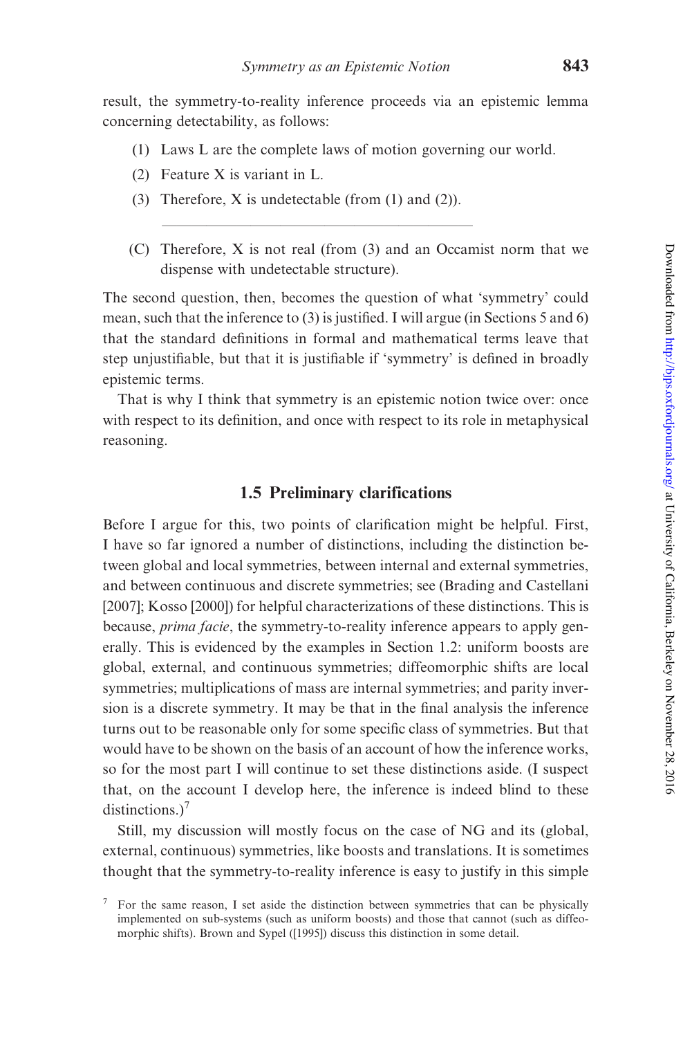result, the symmetry-to-reality inference proceeds via an epistemic lemma concerning detectability, as follows:

(1) Laws L are the complete laws of motion governing our world.

(2) Feature X is variant in L.

(3) Therefore, X is undetectable (from (1) and (2)).

---

(C) Therefore, X is not real (from (3) and an Occamist norm that we dispense with undetectable structure).

The second question, then, becomes the question of what 'symmetry' could mean, such that the inference to (3) is justified. I will argue (in Sections 5 and 6) that the standard definitions in formal and mathematical terms leave that step unjustifiable, but that it is justifiable if 'symmetry' is defined in broadly epistemic terms.

That is why I think that symmetry is an epistemic notion twice over: once with respect to its definition, and once with respect to its role in metaphysical reasoning.

### 1.5 Preliminary clarifications

Before I argue for this, two points of clarification might be helpful. First, I have so far ignored a number of distinctions, including the distinction between global and local symmetries, between internal and external symmetries, and between continuous and discrete symmetries; see (Brading and Castellani [2007]; Kosso [2000]) for helpful characterizations of these distinctions. This is because, *prima facie*, the symmetry-to-reality inference appears to apply generally. This is evidenced by the examples in Section 1.2: uniform boosts are global, external, and continuous symmetries; diffeomorphic shifts are local symmetries; multiplications of mass are internal symmetries; and parity inversion is a discrete symmetry. It may be that in the final analysis the inference turns out to be reasonable only for some specific class of symmetries. But that would have to be shown on the basis of an account of how the inference works, so for the most part I will continue to set these distinctions aside. (I suspect that, on the account I develop here, the inference is indeed blind to these distinctions.)[7]

Still, my discussion will mostly focus on the case of NG and its (global, external, continuous) symmetries, like boosts and translations. It is sometimes thought that the symmetry-to-reality inference is easy to justify in this simple

[7] For the same reason, I set aside the distinction between symmetries that can be physically implemented on sub-systems (such as uniform boosts) and those that cannot (such as diffeomorphic shifts). Brown and Sypel ([1995]) discuss this distinction in some detail.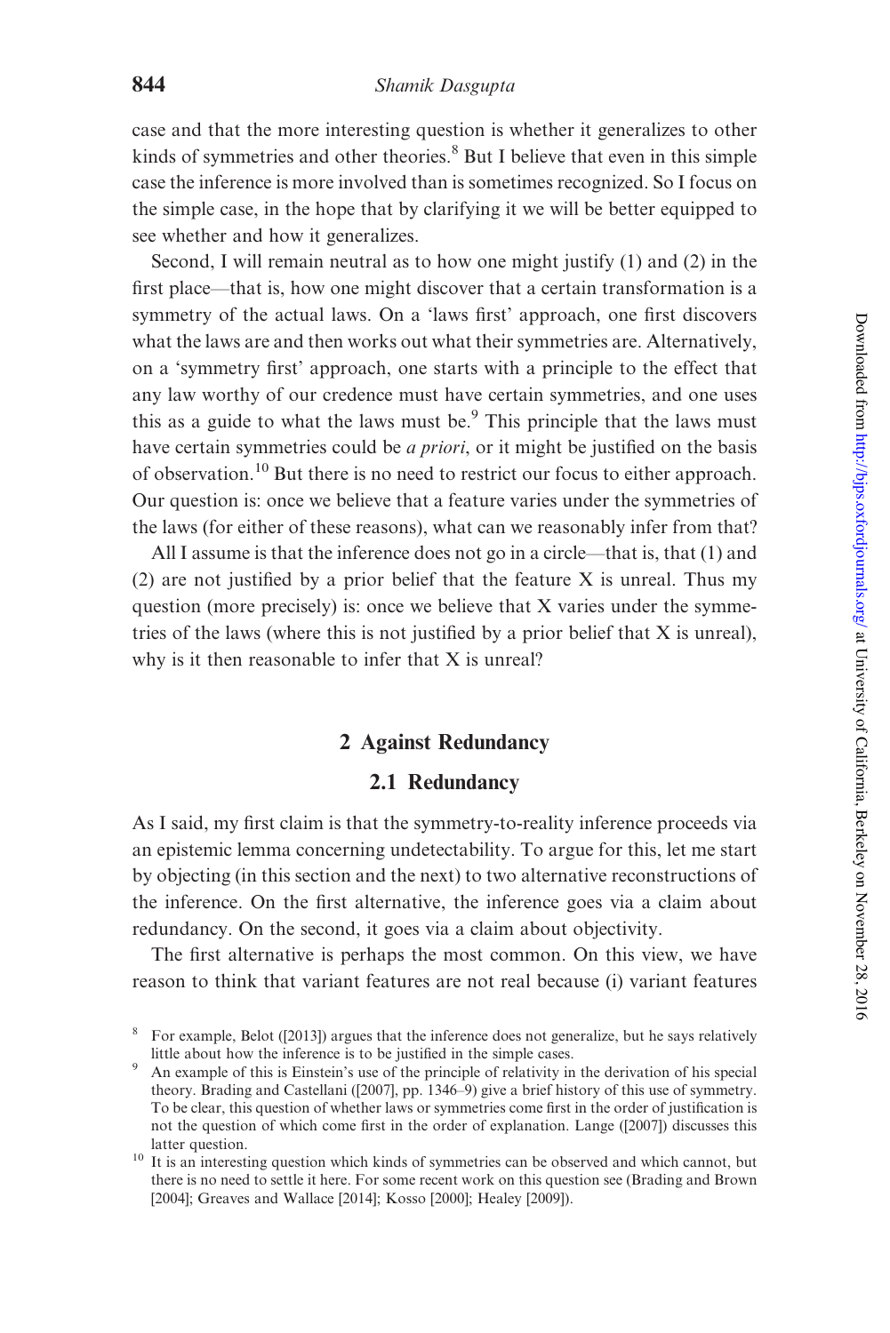case and that the more interesting question is whether it generalizes to other kinds of symmetries and other theories.[8] But I believe that even in this simple case the inference is more involved than is sometimes recognized. So I focus on the simple case, in the hope that by clarifying it we will be better equipped to see whether and how it generalizes.

Second, I will remain neutral as to how one might justify (1) and (2) in the first place—that is, how one might discover that a certain transformation is a symmetry of the actual laws. On a 'laws first' approach, one first discovers what the laws are and then works out what their symmetries are. Alternatively, on a 'symmetry first' approach, one starts with a principle to the effect that any law worthy of our credence must have certain symmetries, and one uses this as a guide to what the laws must be.[9] This principle that the laws must have certain symmetries could be *a priori*, or it might be justified on the basis of observation.[10] But there is no need to restrict our focus to either approach. Our question is: once we believe that a feature varies under the symmetries of the laws (for either of these reasons), what can we reasonably infer from that?

All I assume is that the inference does not go in a circle—that is, that (1) and (2) are not justified by a prior belief that the feature X is unreal. Thus my question (more precisely) is: once we believe that X varies under the symmetries of the laws (where this is not justified by a prior belief that X is unreal), why is it then reasonable to infer that X is unreal?

## 2 Against Redundancy

### 2.1 Redundancy

As I said, my first claim is that the symmetry-to-reality inference proceeds via an epistemic lemma concerning undetectability. To argue for this, let me start by objecting (in this section and the next) to two alternative reconstructions of the inference. On the first alternative, the inference goes via a claim about redundancy. On the second, it goes via a claim about objectivity.

The first alternative is perhaps the most common. On this view, we have reason to think that variant features are not real because (i) variant features

---

[8] For example, Belot ([2013]) argues that the inference does not generalize, but he says relatively little about how the inference is to be justified in the simple cases.

[9] An example of this is Einstein's use of the principle of relativity in the derivation of his special theory. Brading and Castellani ([2007], pp. 1346–9) give a brief history of this use of symmetry. To be clear, this question of whether laws or symmetries come first in the order of justification is not the question of which come first in the order of explanation. Lange ([2007]) discusses this latter question.

[10] It is an interesting question which kinds of symmetries can be observed and which cannot, but there is no need to settle it here. For some recent work on this question see (Brading and Brown [2004]; Greaves and Wallace [2014]; Kosso [2000]; Healey [2009]).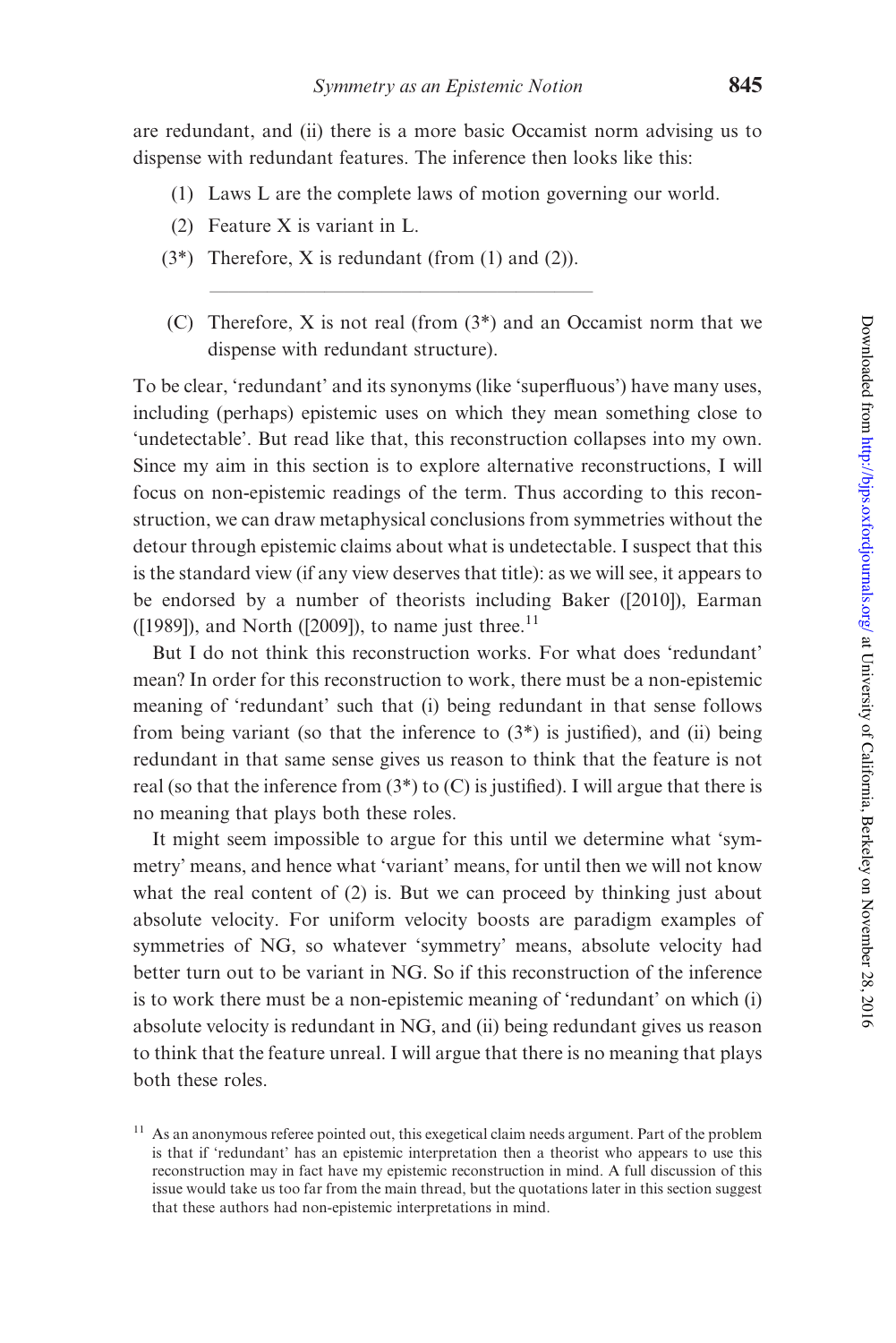are redundant, and (ii) there is a more basic Occamist norm advising us to dispense with redundant features. The inference then looks like this:

(1) Laws L are the complete laws of motion governing our world.

(2) Feature X is variant in L.

(3*) Therefore, X is redundant (from (1) and (2)).

---

(C) Therefore, X is not real (from (3*) and an Occamist norm that we dispense with redundant structure).

To be clear, 'redundant' and its synonyms (like 'superfluous') have many uses, including (perhaps) epistemic uses on which they mean something close to 'undetectable'. But read like that, this reconstruction collapses into my own. Since my aim in this section is to explore alternative reconstructions, I will focus on non-epistemic readings of the term. Thus according to this reconstruction, we can draw metaphysical conclusions from symmetries without the detour through epistemic claims about what is undetectable. I suspect that this is the standard view (if any view deserves that title): as we will see, it appears to be endorsed by a number of theorists including Baker ([2010]), Earman ([1989]), and North ([2009]), to name just three.[11]

But I do not think this reconstruction works. For what does 'redundant' mean? In order for this reconstruction to work, there must be a non-epistemic meaning of 'redundant' such that (i) being redundant in that sense follows from being variant (so that the inference to (3*) is justified), and (ii) being redundant in that same sense gives us reason to think that the feature is not real (so that the inference from (3*) to (C) is justified). I will argue that there is no meaning that plays both these roles.

It might seem impossible to argue for this until we determine what 'symmetry' means, and hence what 'variant' means, for until then we will not know what the real content of (2) is. But we can proceed by thinking just about absolute velocity. For uniform velocity boosts are paradigm examples of symmetries of NG, so whatever 'symmetry' means, absolute velocity had better turn out to be variant in NG. So if this reconstruction of the inference is to work there must be a non-epistemic meaning of 'redundant' on which (i) absolute velocity is redundant in NG, and (ii) being redundant gives us reason to think that the feature unreal. I will argue that there is no meaning that plays both these roles.

[11] As an anonymous referee pointed out, this exegetical claim needs argument. Part of the problem is that if 'redundant' has an epistemic interpretation then a theorist who appears to use this reconstruction may in fact have my epistemic reconstruction in mind. A full discussion of this issue would take us too far from the main thread, but the quotations later in this section suggest that these authors had non-epistemic interpretations in mind.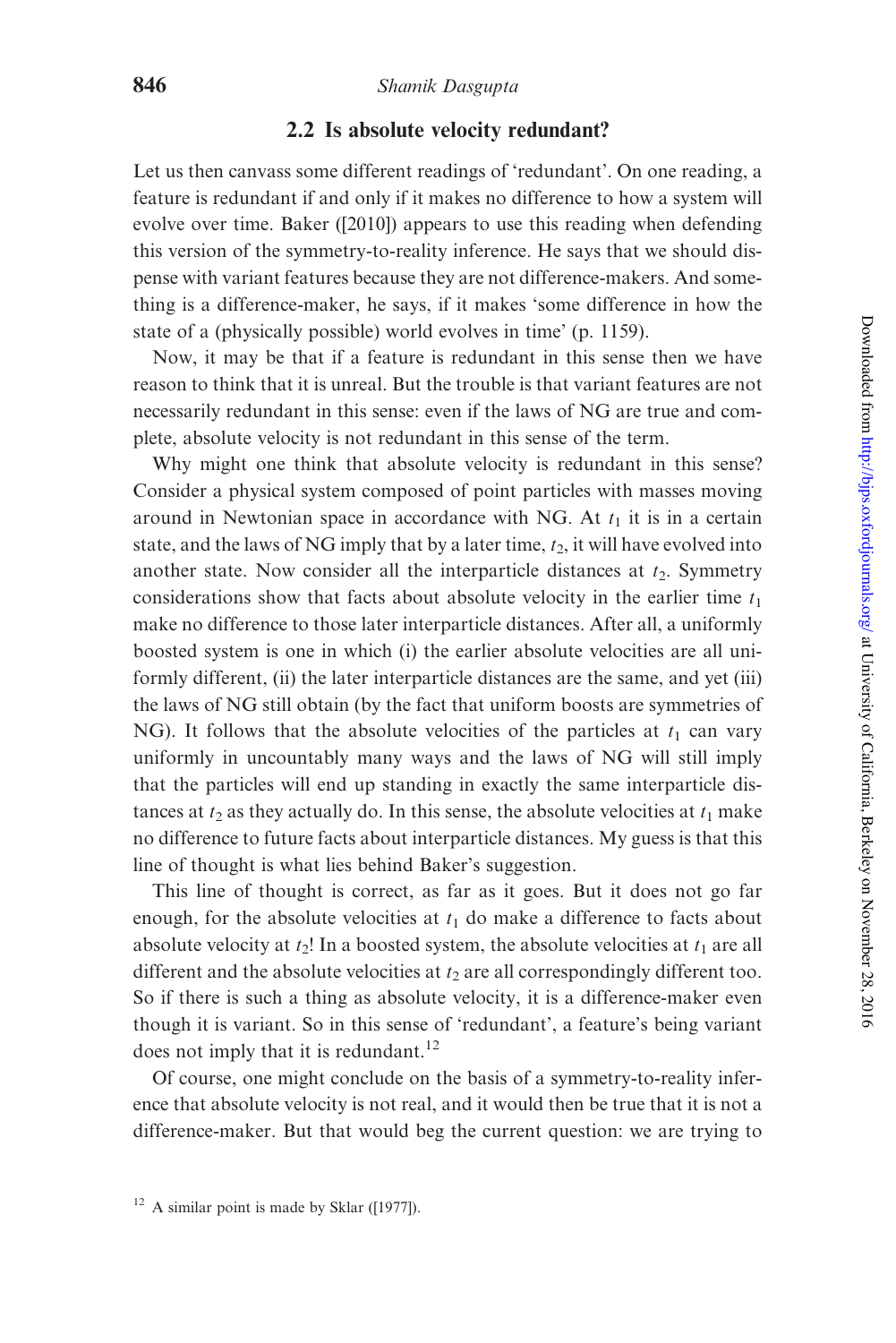## 2.2 Is absolute velocity redundant?

Let us then canvass some different readings of 'redundant'. On one reading, a feature is redundant if and only if it makes no difference to how a system will evolve over time. Baker ([2010]) appears to use this reading when defending this version of the symmetry-to-reality inference. He says that we should dispense with variant features because they are not difference-makers. And something is a difference-maker, he says, if it makes 'some difference in how the state of a (physically possible) world evolves in time' (p. 1159).

Now, it may be that if a feature is redundant in this sense then we have reason to think that it is unreal. But the trouble is that variant features are not necessarily redundant in this sense: even if the laws of NG are true and complete, absolute velocity is not redundant in this sense of the term.

Why might one think that absolute velocity is redundant in this sense? Consider a physical system composed of point particles with masses moving around in Newtonian space in accordance with NG. At $t_1$ it is in a certain state, and the laws of NG imply that by a later time, $t_2$, it will have evolved into another state. Now consider all the interparticle distances at $t_2$. Symmetry considerations show that facts about absolute velocity in the earlier time $t_1$ make no difference to those later interparticle distances. After all, a uniformly boosted system is one in which (i) the earlier absolute velocities are all uniformly different, (ii) the later interparticle distances are the same, and yet (iii) the laws of NG still obtain (by the fact that uniform boosts are symmetries of NG). It follows that the absolute velocities of the particles at $t_1$ can vary uniformly in uncountably many ways and the laws of NG will still imply that the particles will end up standing in exactly the same interparticle distances at $t_2$ as they actually do. In this sense, the absolute velocities at $t_1$ make no difference to future facts about interparticle distances. My guess is that this line of thought is what lies behind Baker's suggestion.

This line of thought is correct, as far as it goes. But it does not go far enough, for the absolute velocities at $t_1$ do make a difference to facts about absolute velocity at $t_2$! In a boosted system, the absolute velocities at $t_1$ are all different and the absolute velocities at $t_2$ are all correspondingly different too. So if there is such a thing as absolute velocity, it is a difference-maker even though it is variant. So in this sense of 'redundant', a feature's being variant does not imply that it is redundant.[12]

Of course, one might conclude on the basis of a symmetry-to-reality inference that absolute velocity is not real, and it would then be true that it is not a difference-maker. But that would beg the current question: we are trying to

[12] A similar point is made by Sklar ([1977]).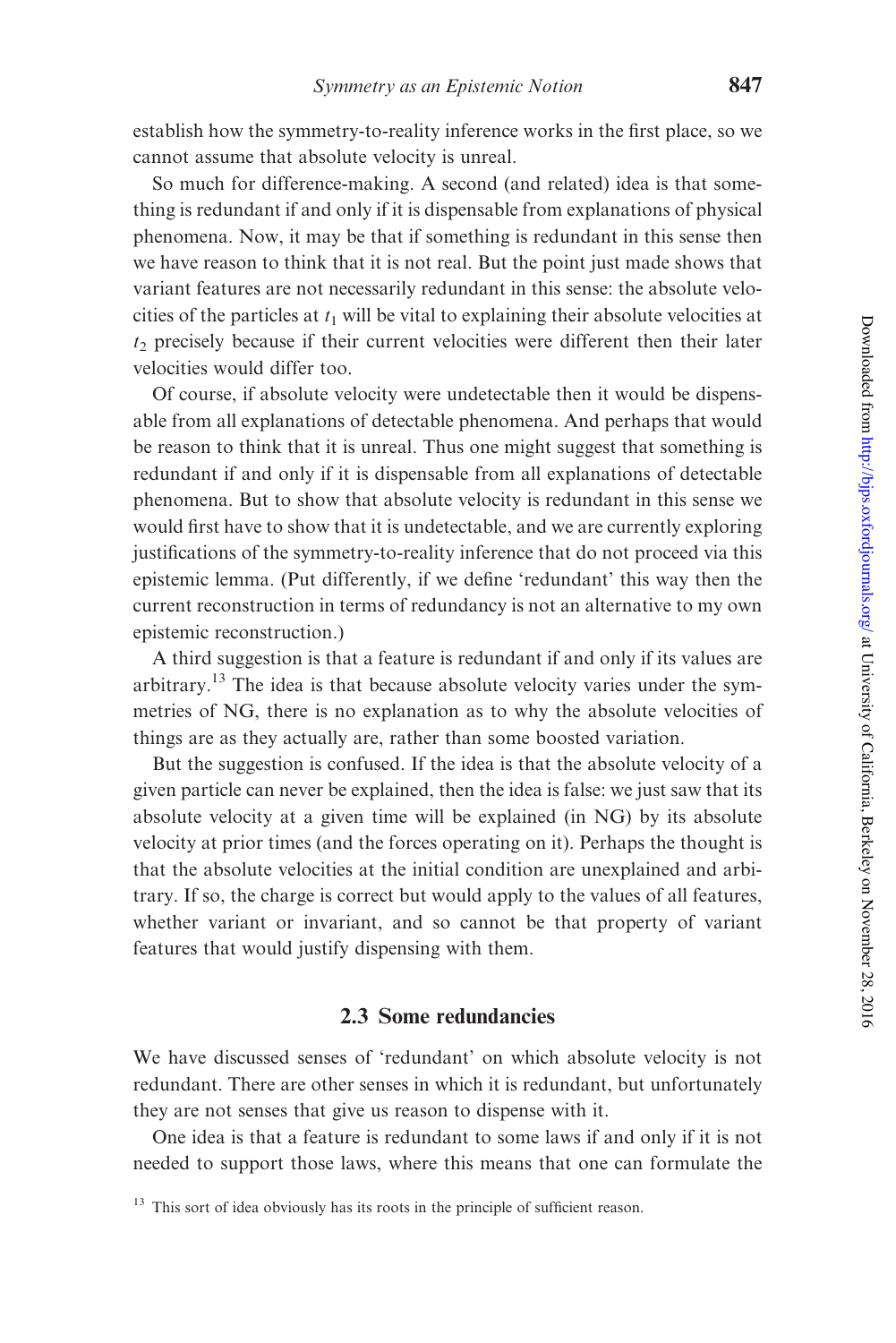establish how the symmetry-to-reality inference works in the first place, so we cannot assume that absolute velocity is unreal.

So much for difference-making. A second (and related) idea is that something is redundant if and only if it is dispensable from explanations of physical phenomena. Now, it may be that if something is redundant in this sense then we have reason to think that it is not real. But the point just made shows that variant features are not necessarily redundant in this sense: the absolute velocities of the particles at $t_1$ will be vital to explaining their absolute velocities at $t_2$ precisely because if their current velocities were different then their later velocities would differ too.

Of course, if absolute velocity were undetectable then it would be dispensable from all explanations of detectable phenomena. And perhaps that would be reason to think that it is unreal. Thus one might suggest that something is redundant if and only if it is dispensable from all explanations of detectable phenomena. But to show that absolute velocity is redundant in this sense we would first have to show that it is undetectable, and we are currently exploring justifications of the symmetry-to-reality inference that do not proceed via this epistemic lemma. (Put differently, if we define 'redundant' this way then the current reconstruction in terms of redundancy is not an alternative to my own epistemic reconstruction.)

A third suggestion is that a feature is redundant if and only if its values are arbitrary.[13] The idea is that because absolute velocity varies under the symmetries of NG, there is no explanation as to why the absolute velocities of things are as they actually are, rather than some boosted variation.

But the suggestion is confused. If the idea is that the absolute velocity of a given particle can never be explained, then the idea is false: we just saw that its absolute velocity at a given time will be explained (in NG) by its absolute velocity at prior times (and the forces operating on it). Perhaps the thought is that the absolute velocities at the initial condition are unexplained and arbitrary. If so, the charge is correct but would apply to the values of all features, whether variant or invariant, and so cannot be that property of variant features that would justify dispensing with them.

### 2.3 Some redundancies

We have discussed senses of 'redundant' on which absolute velocity is not redundant. There are other senses in which it is redundant, but unfortunately they are not senses that give us reason to dispense with it.

One idea is that a feature is redundant to some laws if and only if it is not needed to support those laws, where this means that one can formulate the

[13] This sort of idea obviously has its roots in the principle of sufficient reason.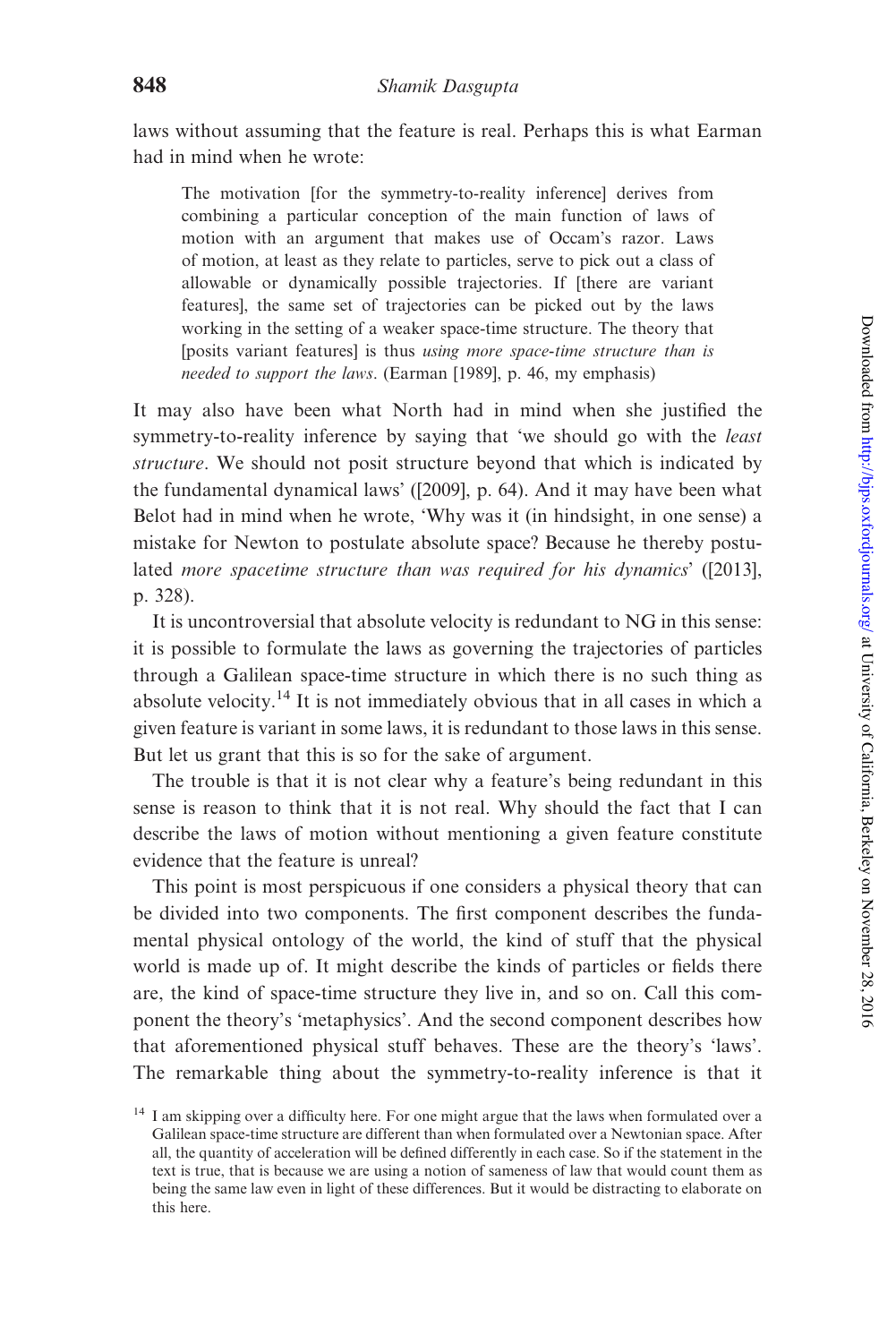laws without assuming that the feature is real. Perhaps this is what Earman had in mind when he wrote:

> The motivation [for the symmetry-to-reality inference] derives from combining a particular conception of the main function of laws of motion with an argument that makes use of Occam's razor. Laws of motion, at least as they relate to particles, serve to pick out a class of allowable or dynamically possible trajectories. If [there are variant features], the same set of trajectories can be picked out by the laws working in the setting of a weaker space-time structure. The theory that [posits variant features] is thus *using more space-time structure than is needed to support the laws*. (Earman [1989], p. 46, my emphasis)

It may also have been what North had in mind when she justified the symmetry-to-reality inference by saying that 'we should go with the *least structure*. We should not posit structure beyond that which is indicated by the fundamental dynamical laws' ([2009], p. 64). And it may have been what Belot had in mind when he wrote, 'Why was it (in hindsight, in one sense) a mistake for Newton to postulate absolute space? Because he thereby postulated *more spacetime structure than was required for his dynamics*' ([2013], p. 328).

It is uncontroversial that absolute velocity is redundant to NG in this sense: it is possible to formulate the laws as governing the trajectories of particles through a Galilean space-time structure in which there is no such thing as absolute velocity.[14] It is not immediately obvious that in all cases in which a given feature is variant in some laws, it is redundant to those laws in this sense. But let us grant that this is so for the sake of argument.

The trouble is that it is not clear why a feature's being redundant in this sense is reason to think that it is not real. Why should the fact that I can describe the laws of motion without mentioning a given feature constitute evidence that the feature is unreal?

This point is most perspicuous if one considers a physical theory that can be divided into two components. The first component describes the fundamental physical ontology of the world, the kind of stuff that the physical world is made up of. It might describe the kinds of particles or fields there are, the kind of space-time structure they live in, and so on. Call this component the theory's 'metaphysics'. And the second component describes how that aforementioned physical stuff behaves. These are the theory's 'laws'. The remarkable thing about the symmetry-to-reality inference is that it

[14] I am skipping over a difficulty here. For one might argue that the laws when formulated over a Galilean space-time structure are different than when formulated over a Newtonian space. After all, the quantity of acceleration will be defined differently in each case. So if the statement in the text is true, that is because we are using a notion of sameness of law that would count them as being the same law even in light of these differences. But it would be distracting to elaborate on this here.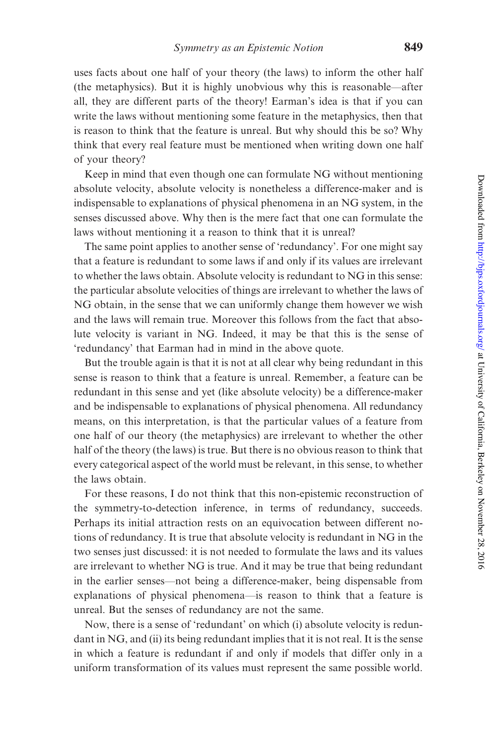uses facts about one half of your theory (the laws) to inform the other half (the metaphysics). But it is highly unobvious why this is reasonable—after all, they are different parts of the theory! Earman's idea is that if you can write the laws without mentioning some feature in the metaphysics, then that is reason to think that the feature is unreal. But why should this be so? Why think that every real feature must be mentioned when writing down one half of your theory?

Keep in mind that even though one can formulate NG without mentioning absolute velocity, absolute velocity is nonetheless a difference-maker and is indispensable to explanations of physical phenomena in an NG system, in the senses discussed above. Why then is the mere fact that one can formulate the laws without mentioning it a reason to think that it is unreal?

The same point applies to another sense of 'redundancy'. For one might say that a feature is redundant to some laws if and only if its values are irrelevant to whether the laws obtain. Absolute velocity is redundant to NG in this sense: the particular absolute velocities of things are irrelevant to whether the laws of NG obtain, in the sense that we can uniformly change them however we wish and the laws will remain true. Moreover this follows from the fact that absolute velocity is variant in NG. Indeed, it may be that this is the sense of 'redundancy' that Earman had in mind in the above quote.

But the trouble again is that it is not at all clear why being redundant in this sense is reason to think that a feature is unreal. Remember, a feature can be redundant in this sense and yet (like absolute velocity) be a difference-maker and be indispensable to explanations of physical phenomena. All redundancy means, on this interpretation, is that the particular values of a feature from one half of our theory (the metaphysics) are irrelevant to whether the other half of the theory (the laws) is true. But there is no obvious reason to think that every categorical aspect of the world must be relevant, in this sense, to whether the laws obtain.

For these reasons, I do not think that this non-epistemic reconstruction of the symmetry-to-detection inference, in terms of redundancy, succeeds. Perhaps its initial attraction rests on an equivocation between different notions of redundancy. It is true that absolute velocity is redundant in NG in the two senses just discussed: it is not needed to formulate the laws and its values are irrelevant to whether NG is true. And it may be true that being redundant in the earlier senses—not being a difference-maker, being dispensable from explanations of physical phenomena—is reason to think that a feature is unreal. But the senses of redundancy are not the same.

Now, there is a sense of 'redundant' on which (i) absolute velocity is redundant in NG, and (ii) its being redundant implies that it is not real. It is the sense in which a feature is redundant if and only if models that differ only in a uniform transformation of its values must represent the same possible world.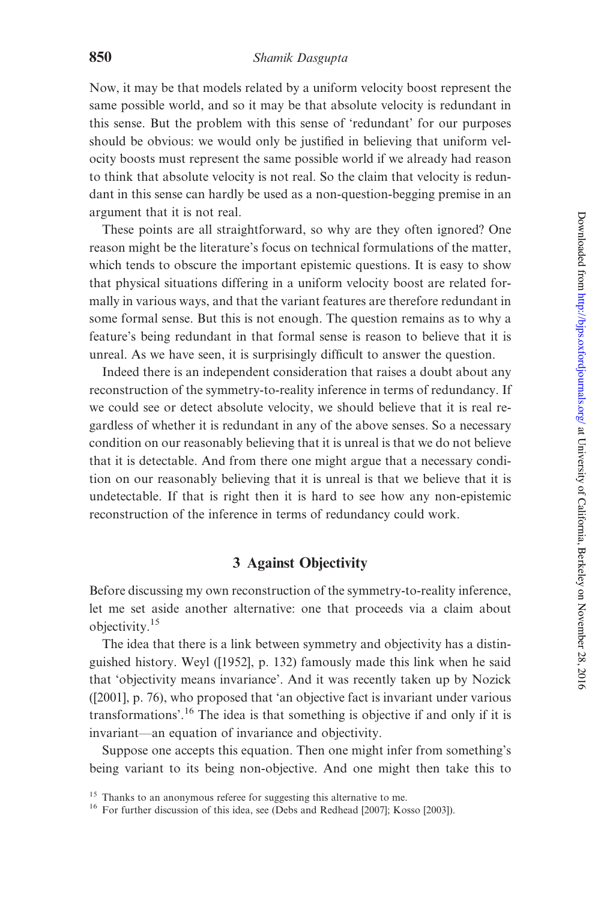Now, it may be that models related by a uniform velocity boost represent the same possible world, and so it may be that absolute velocity is redundant in this sense. But the problem with this sense of 'redundant' for our purposes should be obvious: we would only be justified in believing that uniform velocity boosts must represent the same possible world if we already had reason to think that absolute velocity is not real. So the claim that velocity is redundant in this sense can hardly be used as a non-question-begging premise in an argument that it is not real.

These points are all straightforward, so why are they often ignored? One reason might be the literature's focus on technical formulations of the matter, which tends to obscure the important epistemic questions. It is easy to show that physical situations differing in a uniform velocity boost are related formally in various ways, and that the variant features are therefore redundant in some formal sense. But this is not enough. The question remains as to why a feature's being redundant in that formal sense is reason to believe that it is unreal. As we have seen, it is surprisingly difficult to answer the question.

Indeed there is an independent consideration that raises a doubt about any reconstruction of the symmetry-to-reality inference in terms of redundancy. If we could see or detect absolute velocity, we should believe that it is real regardless of whether it is redundant in any of the above senses. So a necessary condition on our reasonably believing that it is unreal is that we do not believe that it is detectable. And from there one might argue that a necessary condition on our reasonably believing that it is unreal is that we believe that it is undetectable. If that is right then it is hard to see how any non-epistemic reconstruction of the inference in terms of redundancy could work.

## 3 Against Objectivity

Before discussing my own reconstruction of the symmetry-to-reality inference, let me set aside another alternative: one that proceeds via a claim about objectivity.[15]

The idea that there is a link between symmetry and objectivity has a distinguished history. Weyl ([1952], p. 132) famously made this link when he said that 'objectivity means invariance'. And it was recently taken up by Nozick ([2001], p. 76), who proposed that 'an objective fact is invariant under various transformations'.[16] The idea is that something is objective if and only if it is invariant—an equation of invariance and objectivity.

Suppose one accepts this equation. Then one might infer from something's being variant to its being non-objective. And one might then take this to

[15] Thanks to an anonymous referee for suggesting this alternative to me.

[16] For further discussion of this idea, see (Debs and Redhead [2007]; Kosso [2003]).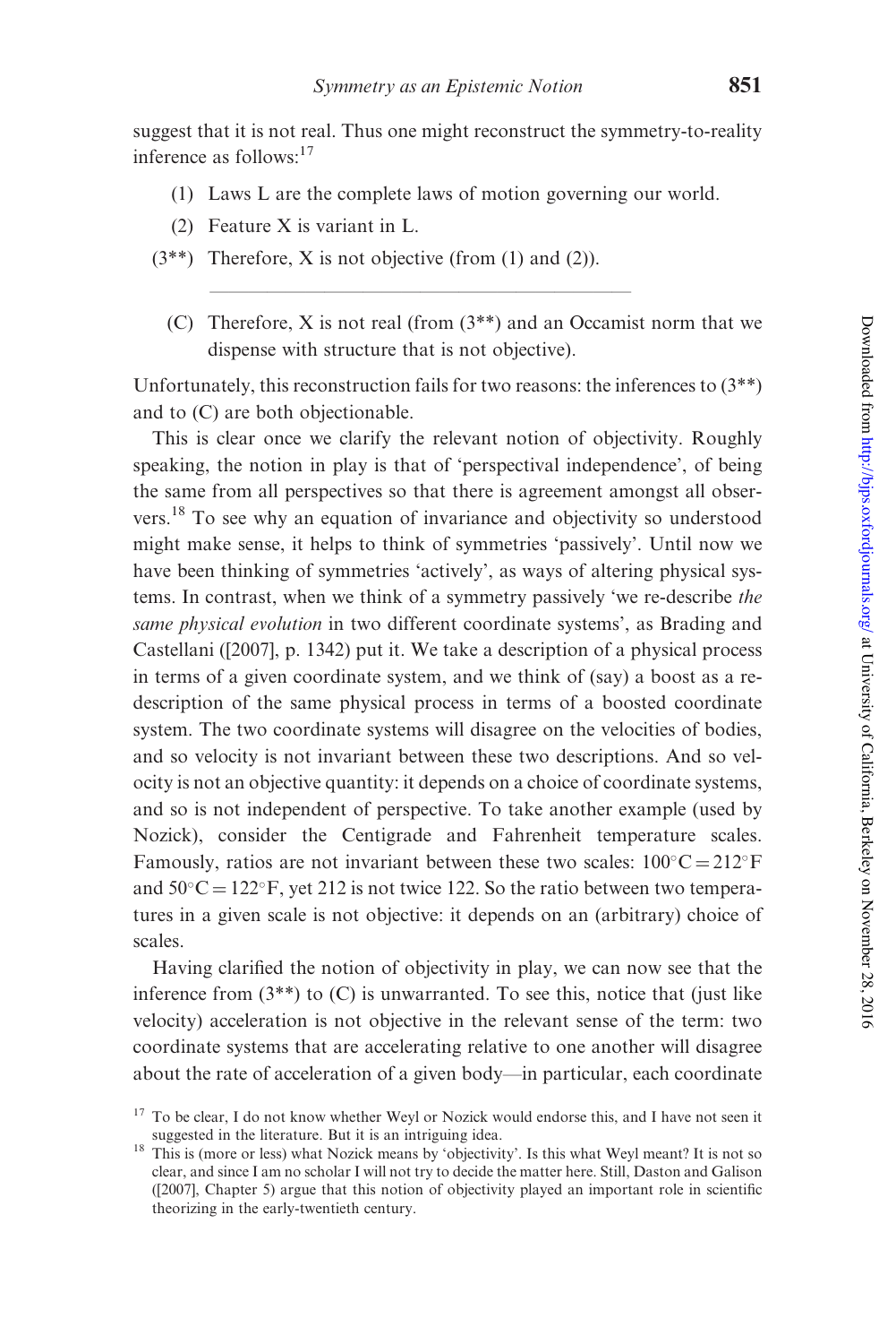suggest that it is not real. Thus one might reconstruct the symmetry-to-reality inference as follows:[17]

(1) Laws L are the complete laws of motion governing our world.

(2) Feature X is variant in L.

(3**) Therefore, X is not objective (from (1) and (2)).

---

(C) Therefore, X is not real (from (3**) and an Occamist norm that we dispense with structure that is not objective).

Unfortunately, this reconstruction fails for two reasons: the inferences to (3**) and to (C) are both objectionable.

This is clear once we clarify the relevant notion of objectivity. Roughly speaking, the notion in play is that of 'perspectival independence', of being the same from all perspectives so that there is agreement amongst all observers.[18] To see why an equation of invariance and objectivity so understood might make sense, it helps to think of symmetries 'passively'. Until now we have been thinking of symmetries 'actively', as ways of altering physical systems. In contrast, when we think of a symmetry passively 'we re-describe *the same physical evolution* in two different coordinate systems', as Brading and Castellani ([2007], p. 1342) put it. We take a description of a physical process in terms of a given coordinate system, and we think of (say) a boost as a re-description of the same physical process in terms of a boosted coordinate system. The two coordinate systems will disagree on the velocities of bodies, and so velocity is not invariant between these two descriptions. And so velocity is not an objective quantity: it depends on a choice of coordinate systems, and so is not independent of perspective. To take another example (used by Nozick), consider the Centigrade and Fahrenheit temperature scales. Famously, ratios are not invariant between these two scales: $100^{\circ}\mathrm{C} = 212^{\circ}\mathrm{F}$ and $50^{\circ}\mathrm{C} = 122^{\circ}\mathrm{F}$, yet 212 is not twice 122. So the ratio between two temperatures in a given scale is not objective: it depends on an (arbitrary) choice of scales.

Having clarified the notion of objectivity in play, we can now see that the inference from (3**) to (C) is unwarranted. To see this, notice that (just like velocity) acceleration is not objective in the relevant sense of the term: two coordinate systems that are accelerating relative to one another will disagree about the rate of acceleration of a given body—in particular, each coordinate

[17] To be clear, I do not know whether Weyl or Nozick would endorse this, and I have not seen it suggested in the literature. But it is an intriguing idea.

[18] This is (more or less) what Nozick means by 'objectivity'. Is this what Weyl meant? It is not so clear, and since I am no scholar I will not try to decide the matter here. Still, Daston and Galison ([2007], Chapter 5) argue that this notion of objectivity played an important role in scientific theorizing in the early-twentieth century.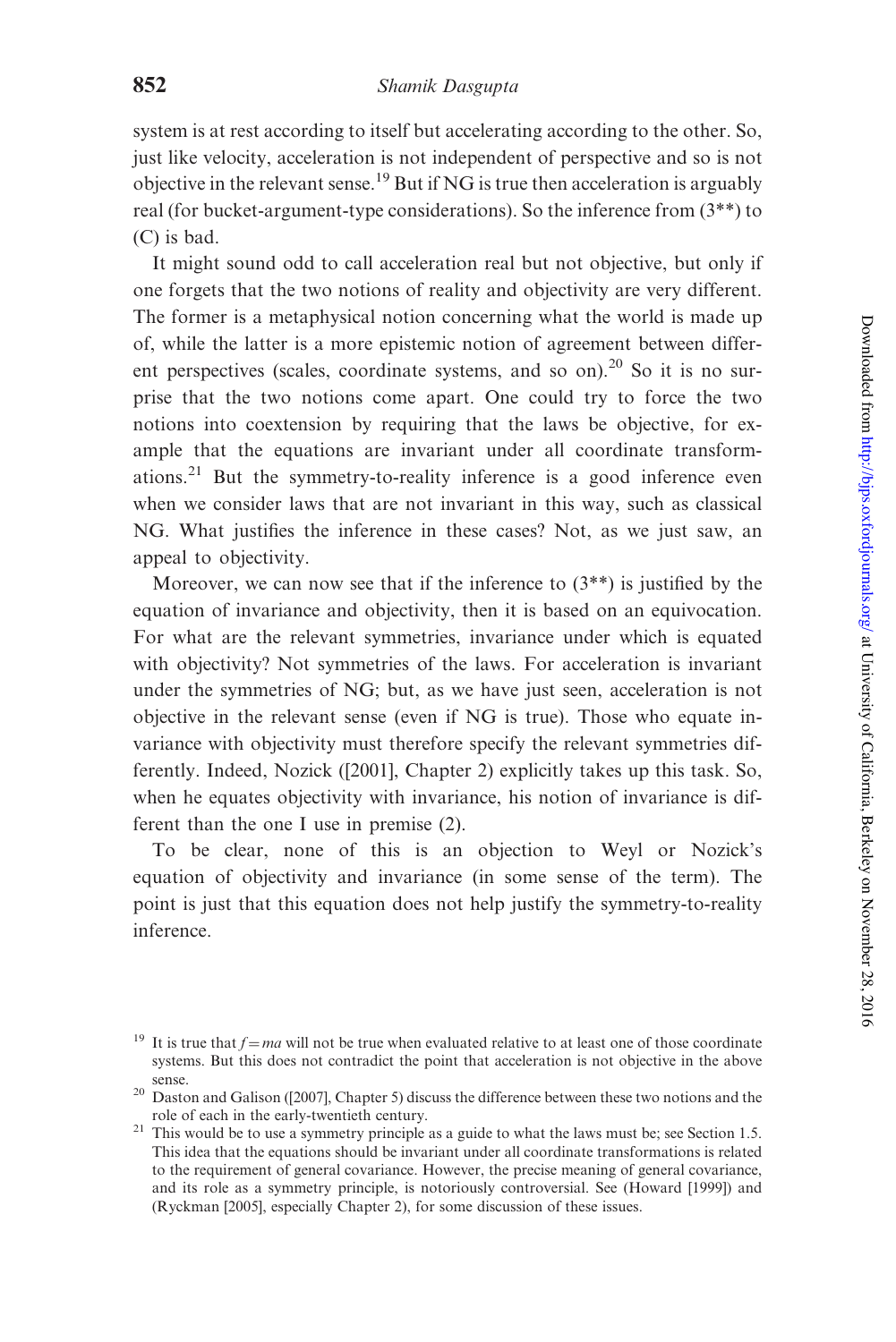system is at rest according to itself but accelerating according to the other. So, just like velocity, acceleration is not independent of perspective and so is not objective in the relevant sense.[19] But if NG is true then acceleration is arguably real (for bucket-argument-type considerations). So the inference from (3**) to (C) is bad.

It might sound odd to call acceleration real but not objective, but only if one forgets that the two notions of reality and objectivity are very different. The former is a metaphysical notion concerning what the world is made up of, while the latter is a more epistemic notion of agreement between different perspectives (scales, coordinate systems, and so on).[20] So it is no surprise that the two notions come apart. One could try to force the two notions into coextension by requiring that the laws be objective, for example that the equations are invariant under all coordinate transformations.[21] But the symmetry-to-reality inference is a good inference even when we consider laws that are not invariant in this way, such as classical NG. What justifies the inference in these cases? Not, as we just saw, an appeal to objectivity.

Moreover, we can now see that if the inference to (3**) is justified by the equation of invariance and objectivity, then it is based on an equivocation. For what are the relevant symmetries, invariance under which is equated with objectivity? Not symmetries of the laws. For acceleration is invariant under the symmetries of NG; but, as we have just seen, acceleration is not objective in the relevant sense (even if NG is true). Those who equate invariance with objectivity must therefore specify the relevant symmetries differently. Indeed, Nozick ([2001], Chapter 2) explicitly takes up this task. So, when he equates objectivity with invariance, his notion of invariance is different than the one I use in premise (2).

To be clear, none of this is an objection to Weyl or Nozick's equation of objectivity and invariance (in some sense of the term). The point is just that this equation does not help justify the symmetry-to-reality inference.

---

[19] It is true that $f = ma$ will not be true when evaluated relative to at least one of those coordinate systems. But this does not contradict the point that acceleration is not objective in the above sense.

[20] Daston and Galison ([2007], Chapter 5) discuss the difference between these two notions and the role of each in the early-twentieth century.

[21] This would be to use a symmetry principle as a guide to what the laws must be; see Section 1.5. This idea that the equations should be invariant under all coordinate transformations is related to the requirement of general covariance. However, the precise meaning of general covariance, and its role as a symmetry principle, is notoriously controversial. See (Howard [1999]) and (Ryckman [2005], especially Chapter 2), for some discussion of these issues.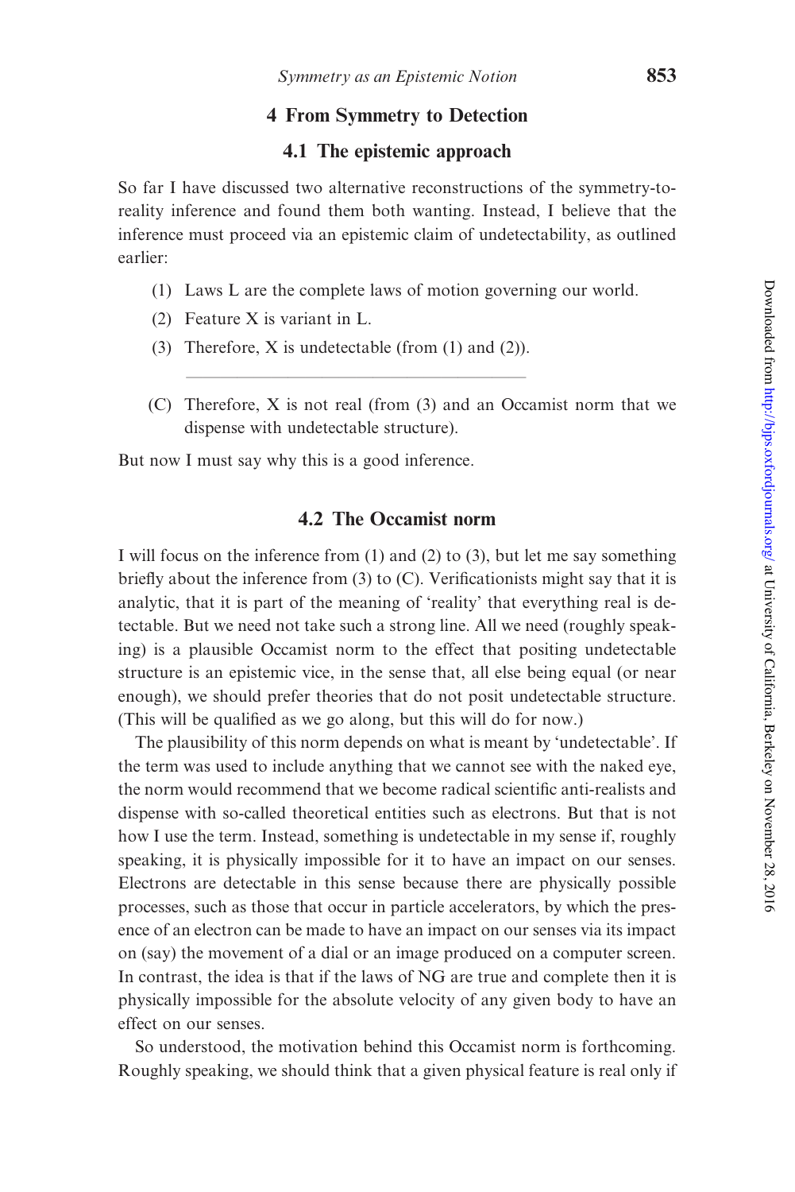## 4 From Symmetry to Detection

### 4.1 The epistemic approach

So far I have discussed two alternative reconstructions of the symmetry-to-reality inference and found them both wanting. Instead, I believe that the inference must proceed via an epistemic claim of undetectability, as outlined earlier:

(1) Laws L are the complete laws of motion governing our world.

(2) Feature X is variant in L.

(3) Therefore, X is undetectable (from (1) and (2)).

---

(C) Therefore, X is not real (from (3) and an Occamist norm that we dispense with undetectable structure).

But now I must say why this is a good inference.

### 4.2 The Occamist norm

I will focus on the inference from (1) and (2) to (3), but let me say something briefly about the inference from (3) to (C). Verificationists might say that it is analytic, that it is part of the meaning of 'reality' that everything real is detectable. But we need not take such a strong line. All we need (roughly speaking) is a plausible Occamist norm to the effect that positing undetectable structure is an epistemic vice, in the sense that, all else being equal (or near enough), we should prefer theories that do not posit undetectable structure. (This will be qualified as we go along, but this will do for now.)

The plausibility of this norm depends on what is meant by 'undetectable'. If the term was used to include anything that we cannot see with the naked eye, the norm would recommend that we become radical scientific anti-realists and dispense with so-called theoretical entities such as electrons. But that is not how I use the term. Instead, something is undetectable in my sense if, roughly speaking, it is physically impossible for it to have an impact on our senses. Electrons are detectable in this sense because there are physically possible processes, such as those that occur in particle accelerators, by which the presence of an electron can be made to have an impact on our senses via its impact on (say) the movement of a dial or an image produced on a computer screen. In contrast, the idea is that if the laws of NG are true and complete then it is physically impossible for the absolute velocity of any given body to have an effect on our senses.

So understood, the motivation behind this Occamist norm is forthcoming. Roughly speaking, we should think that a given physical feature is real only if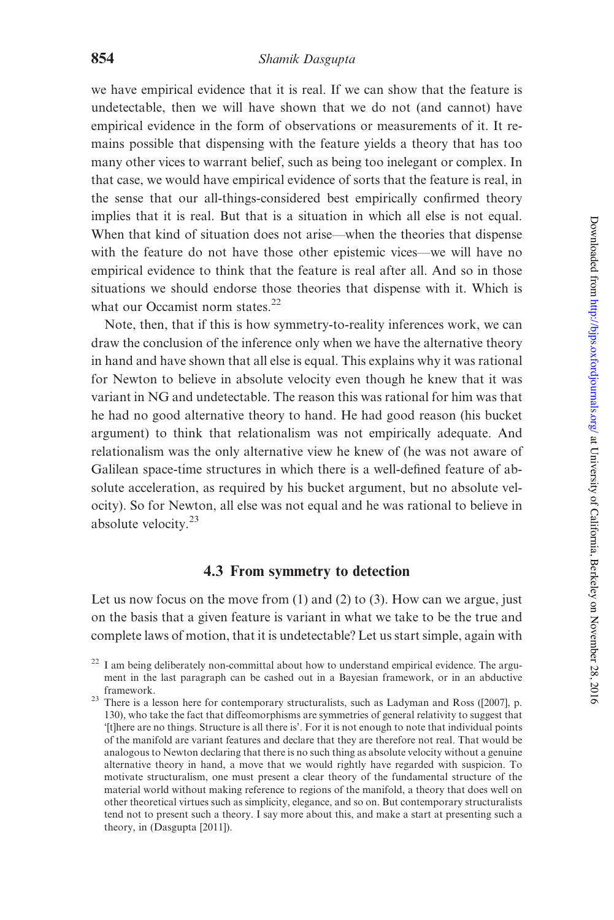we have empirical evidence that it is real. If we can show that the feature is undetectable, then we will have shown that we do not (and cannot) have empirical evidence in the form of observations or measurements of it. It remains possible that dispensing with the feature yields a theory that has too many other vices to warrant belief, such as being too inelegant or complex. In that case, we would have empirical evidence of sorts that the feature is real, in the sense that our all-things-considered best empirically confirmed theory implies that it is real. But that is a situation in which all else is not equal. When that kind of situation does not arise—when the theories that dispense with the feature do not have those other epistemic vices—we will have no empirical evidence to think that the feature is real after all. And so in those situations we should endorse those theories that dispense with it. Which is what our Occamist norm states.[22]

Note, then, that if this is how symmetry-to-reality inferences work, we can draw the conclusion of the inference only when we have the alternative theory in hand and have shown that all else is equal. This explains why it was rational for Newton to believe in absolute velocity even though he knew that it was variant in NG and undetectable. The reason this was rational for him was that he had no good alternative theory to hand. He had good reason (his bucket argument) to think that relationalism was not empirically adequate. And relationalism was the only alternative view he knew of (he was not aware of Galilean space-time structures in which there is a well-defined feature of absolute acceleration, as required by his bucket argument, but no absolute velocity). So for Newton, all else was not equal and he was rational to believe in absolute velocity.[23]

### 4.3 From symmetry to detection

Let us now focus on the move from (1) and (2) to (3). How can we argue, just on the basis that a given feature is variant in what we take to be the true and complete laws of motion, that it is undetectable? Let us start simple, again with

[22] I am being deliberately non-committal about how to understand empirical evidence. The argument in the last paragraph can be cashed out in a Bayesian framework, or in an abductive framework.

[23] There is a lesson here for contemporary structuralists, such as Ladyman and Ross ([2007], p. 130), who take the fact that diffeomorphisms are symmetries of general relativity to suggest that '[t]here are no things. Structure is all there is'. For it is not enough to note that individual points of the manifold are variant features and declare that they are therefore not real. That would be analogous to Newton declaring that there is no such thing as absolute velocity without a genuine alternative theory in hand, a move that we would rightly have regarded with suspicion. To motivate structuralism, one must present a clear theory of the fundamental structure of the material world without making reference to regions of the manifold, a theory that does well on other theoretical virtues such as simplicity, elegance, and so on. But contemporary structuralists tend not to present such a theory. I say more about this, and make a start at presenting such a theory, in (Dasgupta [2011]).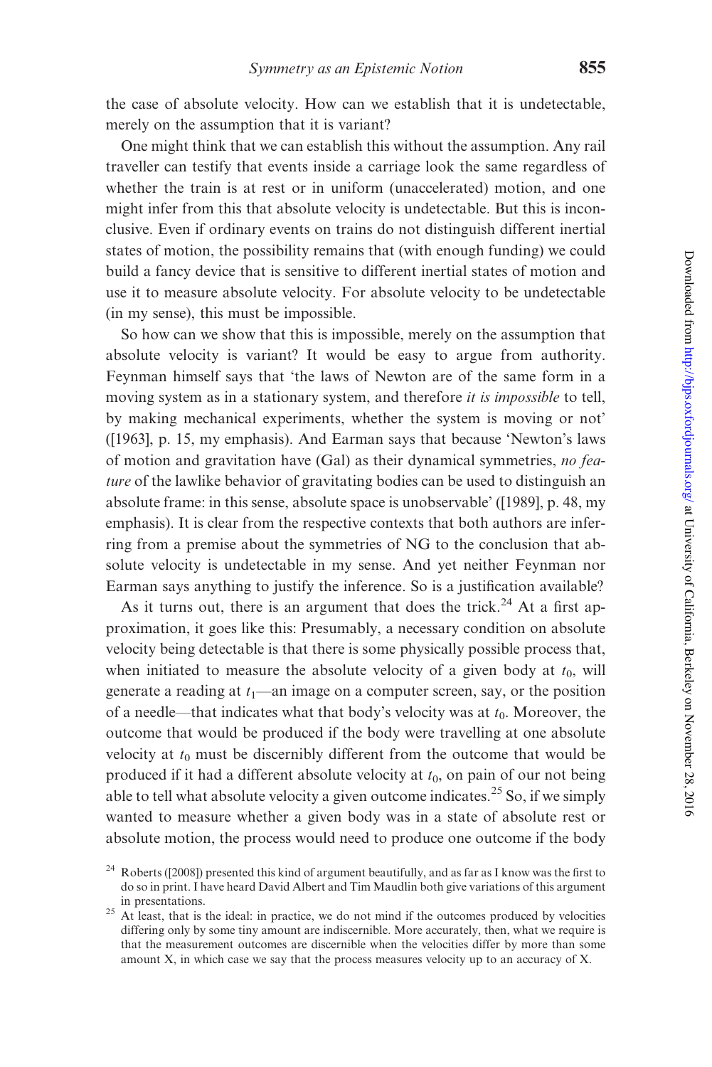the case of absolute velocity. How can we establish that it is undetectable, merely on the assumption that it is variant?

One might think that we can establish this without the assumption. Any rail traveller can testify that events inside a carriage look the same regardless of whether the train is at rest or in uniform (unaccelerated) motion, and one might infer from this that absolute velocity is undetectable. But this is inconclusive. Even if ordinary events on trains do not distinguish different inertial states of motion, the possibility remains that (with enough funding) we could build a fancy device that is sensitive to different inertial states of motion and use it to measure absolute velocity. For absolute velocity to be undetectable (in my sense), this must be impossible.

So how can we show that this is impossible, merely on the assumption that absolute velocity is variant? It would be easy to argue from authority. Feynman himself says that 'the laws of Newton are of the same form in a moving system as in a stationary system, and therefore *it is impossible* to tell, by making mechanical experiments, whether the system is moving or not' ([1963], p. 15, my emphasis). And Earman says that because 'Newton's laws of motion and gravitation have (Gal) as their dynamical symmetries, *no feature* of the lawlike behavior of gravitating bodies can be used to distinguish an absolute frame: in this sense, absolute space is unobservable' ([1989], p. 48, my emphasis). It is clear from the respective contexts that both authors are inferring from a premise about the symmetries of NG to the conclusion that absolute velocity is undetectable in my sense. And yet neither Feynman nor Earman says anything to justify the inference. So is a justification available?

As it turns out, there is an argument that does the trick.[24] At a first approximation, it goes like this: Presumably, a necessary condition on absolute velocity being detectable is that there is some physically possible process that, when initiated to measure the absolute velocity of a given body at $t_0$, will generate a reading at $t_1$—an image on a computer screen, say, or the position of a needle—that indicates what that body's velocity was at $t_0$. Moreover, the outcome that would be produced if the body were travelling at one absolute velocity at $t_0$ must be discernibly different from the outcome that would be produced if it had a different absolute velocity at $t_0$, on pain of our not being able to tell what absolute velocity a given outcome indicates.[25] So, if we simply wanted to measure whether a given body was in a state of absolute rest or absolute motion, the process would need to produce one outcome if the body

[24] Roberts ([2008]) presented this kind of argument beautifully, and as far as I know was the first to do so in print. I have heard David Albert and Tim Maudlin both give variations of this argument in presentations.

[25] At least, that is the ideal: in practice, we do not mind if the outcomes produced by velocities differing only by some tiny amount are indiscernible. More accurately, then, what we require is that the measurement outcomes are discernible when the velocities differ by more than some amount X, in which case we say that the process measures velocity up to an accuracy of X.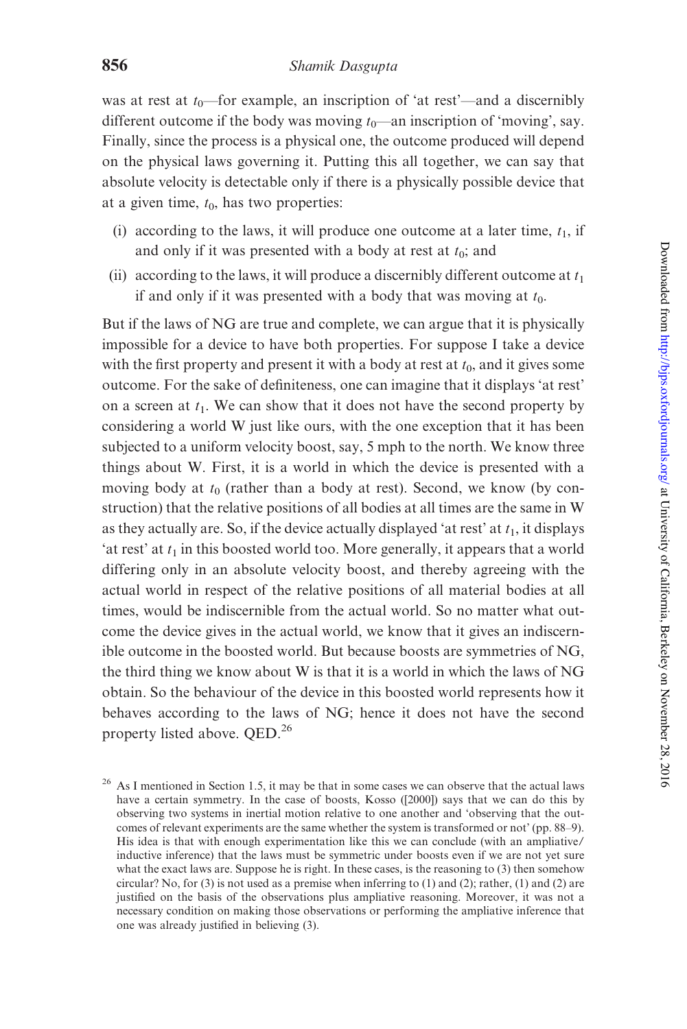was at rest at $t_0$—for example, an inscription of 'at rest'—and a discernibly different outcome if the body was moving $t_0$—an inscription of 'moving', say. Finally, since the process is a physical one, the outcome produced will depend on the physical laws governing it. Putting this all together, we can say that absolute velocity is detectable only if there is a physically possible device that at a given time, $t_0$, has two properties:

(i) according to the laws, it will produce one outcome at a later time, $t_1$, if and only if it was presented with a body at rest at $t_0$; and

(ii) according to the laws, it will produce a discernibly different outcome at $t_1$ if and only if it was presented with a body that was moving at $t_0$.

But if the laws of NG are true and complete, we can argue that it is physically impossible for a device to have both properties. For suppose I take a device with the first property and present it with a body at rest at $t_0$, and it gives some outcome. For the sake of definiteness, one can imagine that it displays 'at rest' on a screen at $t_1$. We can show that it does not have the second property by considering a world W just like ours, with the one exception that it has been subjected to a uniform velocity boost, say, 5 mph to the north. We know three things about W. First, it is a world in which the device is presented with a moving body at $t_0$ (rather than a body at rest). Second, we know (by construction) that the relative positions of all bodies at all times are the same in W as they actually are. So, if the device actually displayed 'at rest' at $t_1$, it displays 'at rest' at $t_1$ in this boosted world too. More generally, it appears that a world differing only in an absolute velocity boost, and thereby agreeing with the actual world in respect of the relative positions of all material bodies at all times, would be indiscernible from the actual world. So no matter what outcome the device gives in the actual world, we know that it gives an indiscernible outcome in the boosted world. But because boosts are symmetries of NG, the third thing we know about W is that it is a world in which the laws of NG obtain. So the behaviour of the device in this boosted world represents how it behaves according to the laws of NG; hence it does not have the second property listed above. QED.[26]

[26] As I mentioned in Section 1.5, it may be that in some cases we can observe that the actual laws have a certain symmetry. In the case of boosts, Kosso ([2000]) says that we can do this by observing two systems in inertial motion relative to one another and 'observing that the outcomes of relevant experiments are the same whether the system is transformed or not' (pp. 88–9). His idea is that with enough experimentation like this we can conclude (with an ampliative/inductive inference) that the laws must be symmetric under boosts even if we are not yet sure what the exact laws are. Suppose he is right. In these cases, is the reasoning to (3) then somehow circular? No, for (3) is not used as a premise when inferring to (1) and (2); rather, (1) and (2) are justified on the basis of the observations plus ampliative reasoning. Moreover, it was not a necessary condition on making those observations or performing the ampliative inference that one was already justified in believing (3).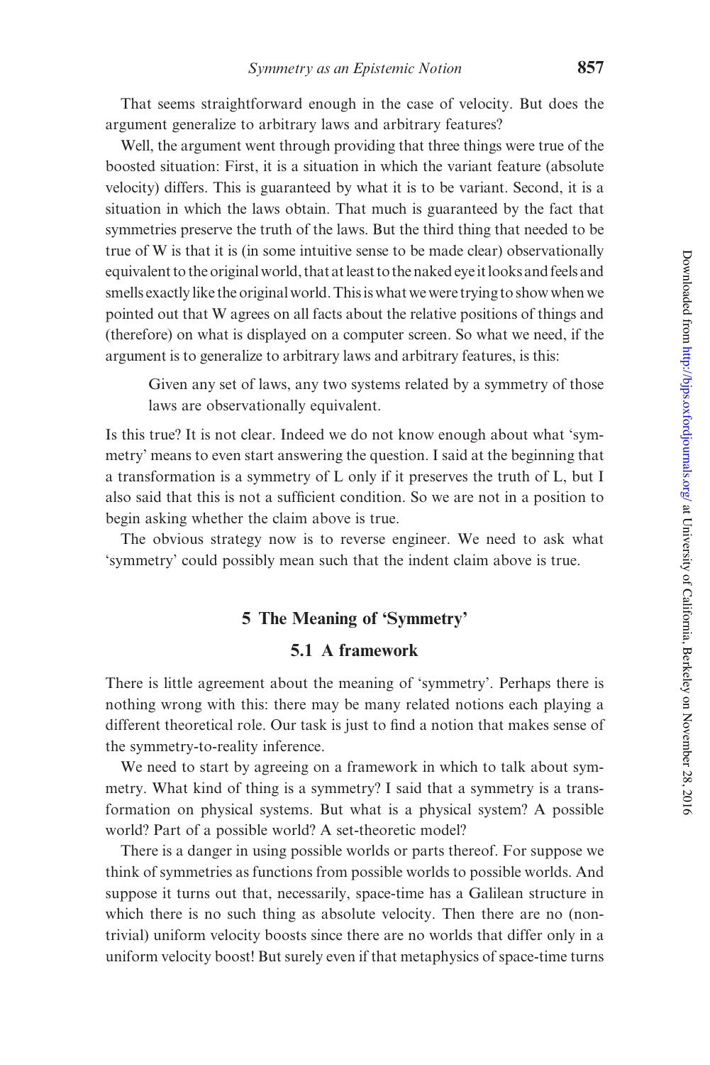That seems straightforward enough in the case of velocity. But does the argument generalize to arbitrary laws and arbitrary features?

Well, the argument went through providing that three things were true of the boosted situation: First, it is a situation in which the variant feature (absolute velocity) differs. This is guaranteed by what it is to be variant. Second, it is a situation in which the laws obtain. That much is guaranteed by the fact that symmetries preserve the truth of the laws. But the third thing that needed to be true of W is that it is (in some intuitive sense to be made clear) observationally equivalent to the original world, that at least to the naked eye it looks and feels and smells exactly like the original world. This is what we were trying to show when we pointed out that W agrees on all facts about the relative positions of things and (therefore) on what is displayed on a computer screen. So what we need, if the argument is to generalize to arbitrary laws and arbitrary features, is this:

> Given any set of laws, any two systems related by a symmetry of those laws are observationally equivalent.

Is this true? It is not clear. Indeed we do not know enough about what 'symmetry' means to even start answering the question. I said at the beginning that a transformation is a symmetry of L only if it preserves the truth of L, but I also said that this is not a sufficient condition. So we are not in a position to begin asking whether the claim above is true.

The obvious strategy now is to reverse engineer. We need to ask what 'symmetry' could possibly mean such that the indent claim above is true.

## 5 The Meaning of 'Symmetry'

### 5.1 A framework

There is little agreement about the meaning of 'symmetry'. Perhaps there is nothing wrong with this: there may be many related notions each playing a different theoretical role. Our task is just to find a notion that makes sense of the symmetry-to-reality inference.

We need to start by agreeing on a framework in which to talk about symmetry. What kind of thing is a symmetry? I said that a symmetry is a transformation on physical systems. But what is a physical system? A possible world? Part of a possible world? A set-theoretic model?

There is a danger in using possible worlds or parts thereof. For suppose we think of symmetries as functions from possible worlds to possible worlds. And suppose it turns out that, necessarily, space-time has a Galilean structure in which there is no such thing as absolute velocity. Then there are no (non-trivial) uniform velocity boosts since there are no worlds that differ only in a uniform velocity boost! But surely even if that metaphysics of space-time turns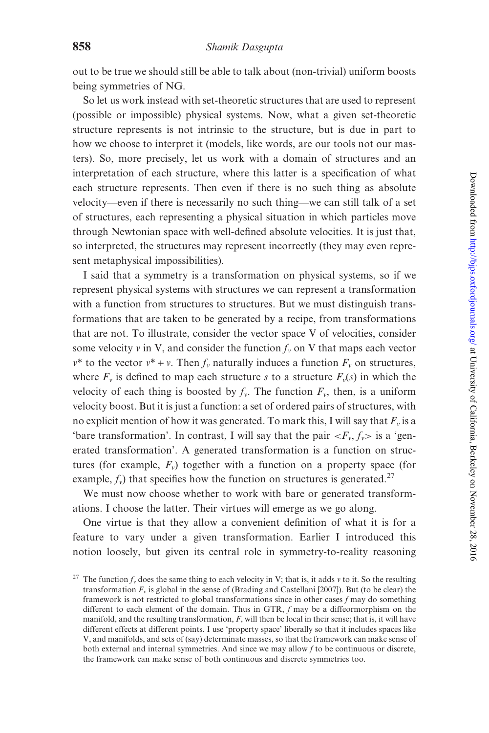out to be true we should still be able to talk about (non-trivial) uniform boosts being symmetries of NG.

So let us work instead with set-theoretic structures that are used to represent (possible or impossible) physical systems. Now, what a given set-theoretic structure represents is not intrinsic to the structure, but is due in part to how we choose to interpret it (models, like words, are our tools not our masters). So, more precisely, let us work with a domain of structures and an interpretation of each structure, where this latter is a specification of what each structure represents. Then even if there is no such thing as absolute velocity—even if there is necessarily no such thing—we can still talk of a set of structures, each representing a physical situation in which particles move through Newtonian space with well-defined absolute velocities. It is just that, so interpreted, the structures may represent incorrectly (they may even represent metaphysical impossibilities).

I said that a symmetry is a transformation on physical systems, so if we represent physical systems with structures we can represent a transformation with a function from structures to structures. But we must distinguish transformations that are taken to be generated by a recipe, from transformations that are not. To illustrate, consider the vector space V of velocities, consider some velocity $v$ in V, and consider the function $f_v$ on V that maps each vector $v^*$ to the vector $v^* + v$. Then $f_v$ naturally induces a function $F_v$ on structures, where $F_v$ is defined to map each structure $s$ to a structure $F_v(s)$ in which the velocity of each thing is boosted by $f_v$. The function $F_v$, then, is a uniform velocity boost. But it is just a function: a set of ordered pairs of structures, with no explicit mention of how it was generated. To mark this, I will say that $F_v$ is a 'bare transformation'. In contrast, I will say that the pair $<F_v, f_v>$ is a 'generated transformation'. A generated transformation is a function on structures (for example, $F_v$) together with a function on a property space (for example, $f_v$) that specifies how the function on structures is generated.[27]

We must now choose whether to work with bare or generated transformations. I choose the latter. Their virtues will emerge as we go along.

One virtue is that they allow a convenient definition of what it is for a feature to vary under a given transformation. Earlier I introduced this notion loosely, but given its central role in symmetry-to-reality reasoning

[27] The function $f_v$ does the same thing to each velocity in V; that is, it adds $v$ to it. So the resulting transformation $F_v$ is global in the sense of (Brading and Castellani [2007]). But (to be clear) the framework is not restricted to global transformations since in other cases $f$ may do something different to each element of the domain. Thus in GTR, $f$ may be a diffeormorphism on the manifold, and the resulting transformation, $F$, will then be local in their sense; that is, it will have different effects at different points. I use 'property space' liberally so that it includes spaces like V, and manifolds, and sets of (say) determinate masses, so that the framework can make sense of both external and internal symmetries. And since we may allow $f$ to be continuous or discrete, the framework can make sense of both continuous and discrete symmetries too.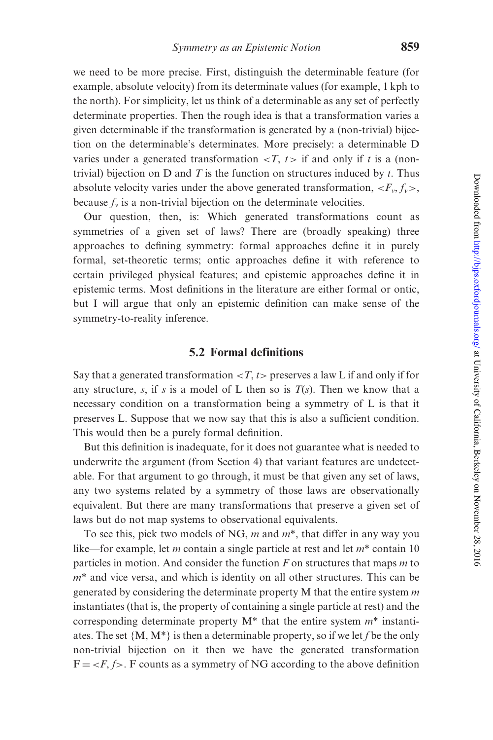we need to be more precise. First, distinguish the determinable feature (for example, absolute velocity) from its determinate values (for example, 1 kph to the north). For simplicity, let us think of a determinable as any set of perfectly determinate properties. Then the rough idea is that a transformation varies a given determinable if the transformation is generated by a (non-trivial) bijection on the determinable's determinates. More precisely: a determinable D varies under a generated transformation $<T, t>$ if and only if $t$ is a (non-trivial) bijection on D and $T$ is the function on structures induced by $t$. Thus absolute velocity varies under the above generated transformation, $<F_v, f_v>$, because $f_v$ is a non-trivial bijection on the determinate velocities.

Our question, then, is: Which generated transformations count as symmetries of a given set of laws? There are (broadly speaking) three approaches to defining symmetry: formal approaches define it in purely formal, set-theoretic terms; ontic approaches define it with reference to certain privileged physical features; and epistemic approaches define it in epistemic terms. Most definitions in the literature are either formal or ontic, but I will argue that only an epistemic definition can make sense of the symmetry-to-reality inference.

## 5.2 Formal definitions

Say that a generated transformation $<T, t>$ preserves a law L if and only if for any structure, $s$, if $s$ is a model of L then so is $T(s)$. Then we know that a necessary condition on a transformation being a symmetry of L is that it preserves L. Suppose that we now say that this is also a sufficient condition. This would then be a purely formal definition.

But this definition is inadequate, for it does not guarantee what is needed to underwrite the argument (from Section 4) that variant features are undetectable. For that argument to go through, it must be that given any set of laws, any two systems related by a symmetry of those laws are observationally equivalent. But there are many transformations that preserve a given set of laws but do not map systems to observational equivalents.

To see this, pick two models of NG, $m$ and $m^*$, that differ in any way you like—for example, let $m$ contain a single particle at rest and let $m^*$ contain 10 particles in motion. And consider the function $F$ on structures that maps $m$ to $m^*$ and vice versa, and which is identity on all other structures. This can be generated by considering the determinate property M that the entire system $m$ instantiates (that is, the property of containing a single particle at rest) and the corresponding determinate property M* that the entire system $m^*$ instantiates. The set {M, M*} is then a determinable property, so if we let $f$ be the only non-trivial bijection on it then we have the generated transformation $\text{F} = <F, f>$. F counts as a symmetry of NG according to the above definition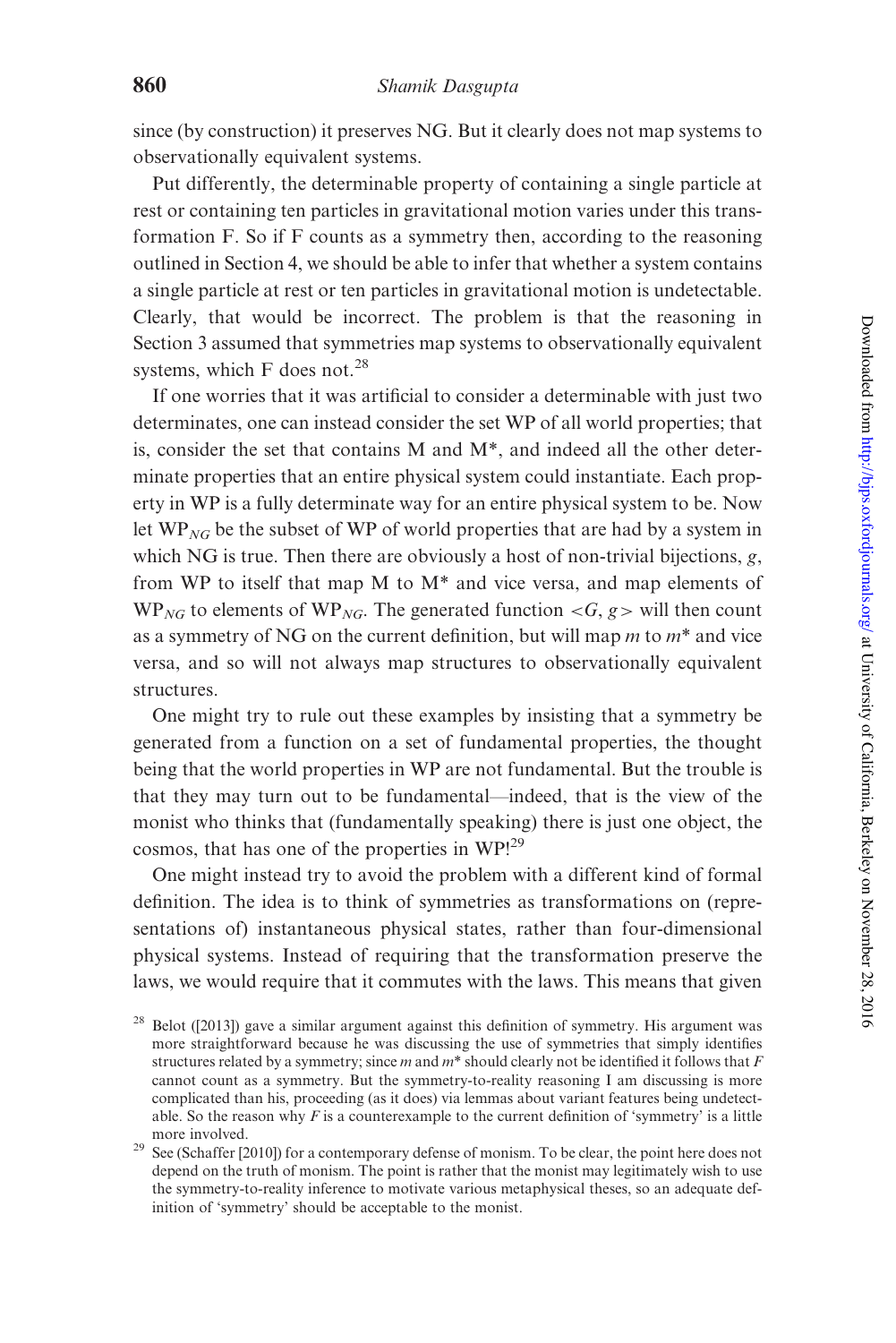since (by construction) it preserves NG. But it clearly does not map systems to observationally equivalent systems.

Put differently, the determinable property of containing a single particle at rest or containing ten particles in gravitational motion varies under this transformation F. So if F counts as a symmetry then, according to the reasoning outlined in Section 4, we should be able to infer that whether a system contains a single particle at rest or ten particles in gravitational motion is undetectable. Clearly, that would be incorrect. The problem is that the reasoning in Section 3 assumed that symmetries map systems to observationally equivalent systems, which F does not.[28]

If one worries that it was artificial to consider a determinable with just two determinates, one can instead consider the set WP of all world properties; that is, consider the set that contains M and M*, and indeed all the other determinate properties that an entire physical system could instantiate. Each property in WP is a fully determinate way for an entire physical system to be. Now let $WP_{NG}$ be the subset of WP of world properties that are had by a system in which NG is true. Then there are obviously a host of non-trivial bijections, $g$, from WP to itself that map M to M* and vice versa, and map elements of $WP_{NG}$ to elements of $WP_{NG}$. The generated function $<G, g>$ will then count as a symmetry of NG on the current definition, but will map $m$ to $m^*$ and vice versa, and so will not always map structures to observationally equivalent structures.

One might try to rule out these examples by insisting that a symmetry be generated from a function on a set of fundamental properties, the thought being that the world properties in WP are not fundamental. But the trouble is that they may turn out to be fundamental—indeed, that is the view of the monist who thinks that (fundamentally speaking) there is just one object, the cosmos, that has one of the properties in WP![29]

One might instead try to avoid the problem with a different kind of formal definition. The idea is to think of symmetries as transformations on (representations of) instantaneous physical states, rather than four-dimensional physical systems. Instead of requiring that the transformation preserve the laws, we would require that it commutes with the laws. This means that given

[28] Belot ([2013]) gave a similar argument against this definition of symmetry. His argument was more straightforward because he was discussing the use of symmetries that simply identifies structures related by a symmetry; since $m$ and $m^*$ should clearly not be identified it follows that $F$ cannot count as a symmetry. But the symmetry-to-reality reasoning I am discussing is more complicated than his, proceeding (as it does) via lemmas about variant features being undetectable. So the reason why $F$ is a counterexample to the current definition of 'symmetry' is a little more involved.

[29] See (Schaffer [2010]) for a contemporary defense of monism. To be clear, the point here does not depend on the truth of monism. The point is rather that the monist may legitimately wish to use the symmetry-to-reality inference to motivate various metaphysical theses, so an adequate definition of 'symmetry' should be acceptable to the monist.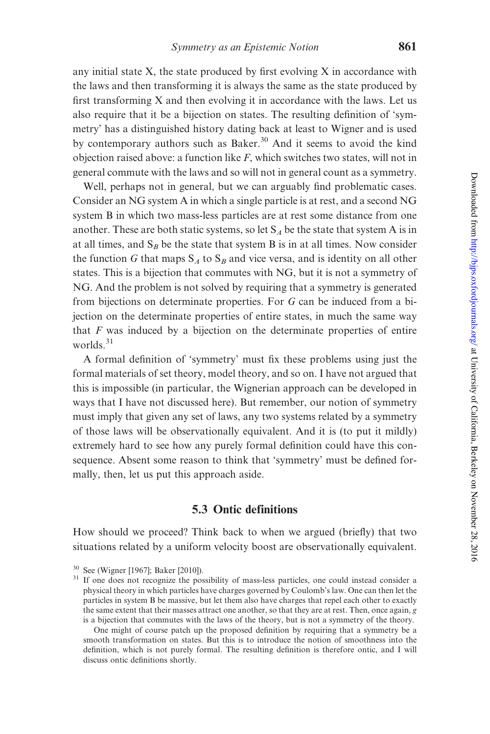any initial state X, the state produced by first evolving X in accordance with the laws and then transforming it is always the same as the state produced by first transforming X and then evolving it in accordance with the laws. Let us also require that it be a bijection on states. The resulting definition of 'symmetry' has a distinguished history dating back at least to Wigner and is used by contemporary authors such as Baker.[30] And it seems to avoid the kind objection raised above: a function like *F*, which switches two states, will not in general commute with the laws and so will not in general count as a symmetry.

Well, perhaps not in general, but we can arguably find problematic cases. Consider an NG system A in which a single particle is at rest, and a second NG system B in which two mass-less particles are at rest some distance from one another. These are both static systems, so let $S_A$ be the state that system A is in at all times, and $S_B$ be the state that system B is in at all times. Now consider the function *G* that maps $S_A$ to $S_B$ and vice versa, and is identity on all other states. This is a bijection that commutes with NG, but it is not a symmetry of NG. And the problem is not solved by requiring that a symmetry is generated from bijections on determinate properties. For *G* can be induced from a bijection on the determinate properties of entire states, in much the same way that *F* was induced by a bijection on the determinate properties of entire worlds.[31]

A formal definition of 'symmetry' must fix these problems using just the formal materials of set theory, model theory, and so on. I have not argued that this is impossible (in particular, the Wignerian approach can be developed in ways that I have not discussed here). But remember, our notion of symmetry must imply that given any set of laws, any two systems related by a symmetry of those laws will be observationally equivalent. And it is (to put it mildly) extremely hard to see how any purely formal definition could have this consequence. Absent some reason to think that 'symmetry' must be defined formally, then, let us put this approach aside.

### 5.3 Ontic definitions

How should we proceed? Think back to when we argued (briefly) that two situations related by a uniform velocity boost are observationally equivalent.

[30] See (Wigner [1967]; Baker [2010]).

[31] If one does not recognize the possibility of mass-less particles, one could instead consider a physical theory in which particles have charges governed by Coulomb's law. One can then let the particles in system B be massive, but let them also have charges that repel each other to exactly the same extent that their masses attract one another, so that they are at rest. Then, once again, *g* is a bijection that commutes with the laws of the theory, but is not a symmetry of the theory.

One might of course patch up the proposed definition by requiring that a symmetry be a smooth transformation on states. But this is to introduce the notion of smoothness into the definition, which is not purely formal. The resulting definition is therefore ontic, and I will discuss ontic definitions shortly.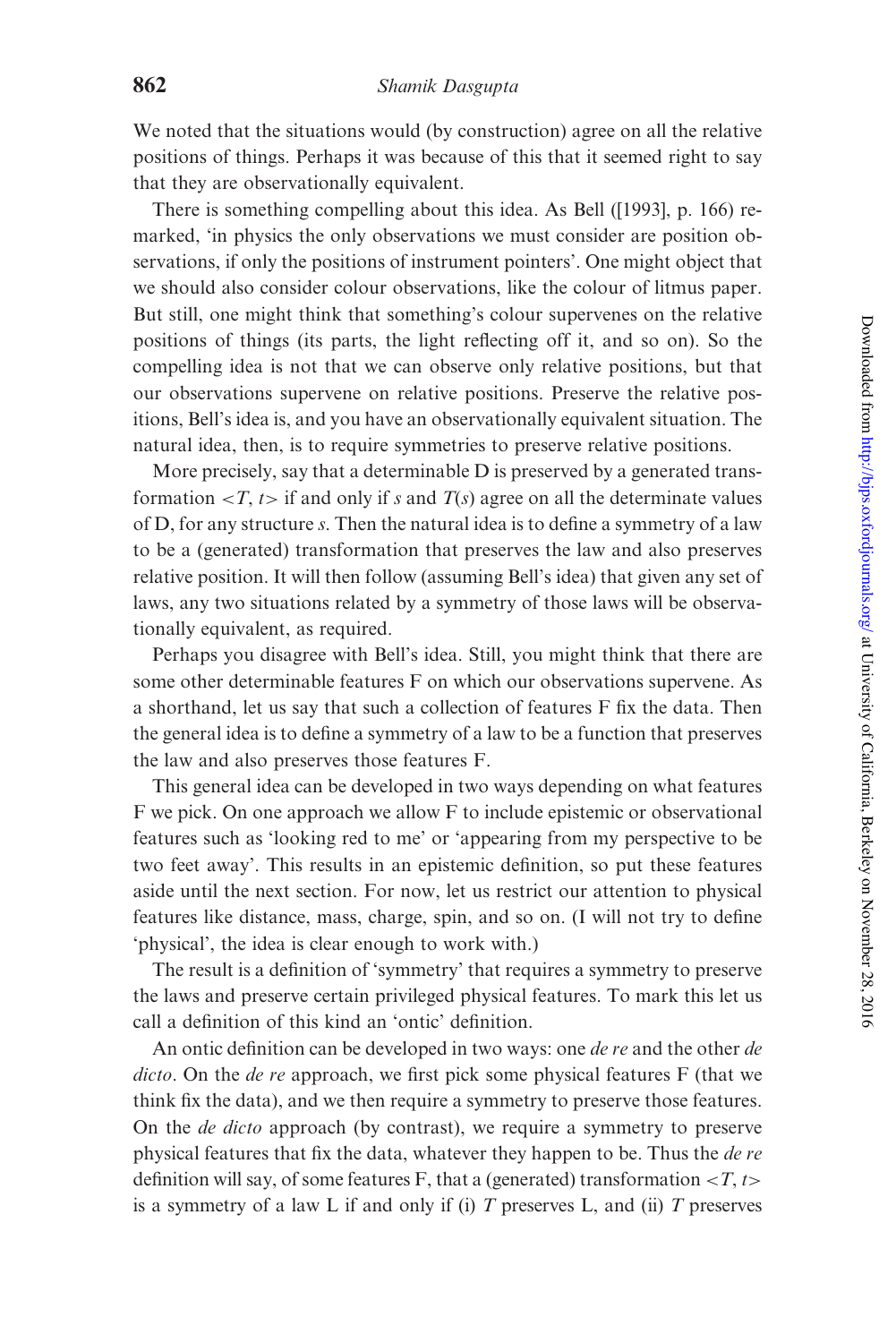We noted that the situations would (by construction) agree on all the relative positions of things. Perhaps it was because of this that it seemed right to say that they are observationally equivalent.

There is something compelling about this idea. As Bell ([1993], p. 166) remarked, 'in physics the only observations we must consider are position observations, if only the positions of instrument pointers'. One might object that we should also consider colour observations, like the colour of litmus paper. But still, one might think that something's colour supervenes on the relative positions of things (its parts, the light reflecting off it, and so on). So the compelling idea is not that we can observe only relative positions, but that our observations supervene on relative positions. Preserve the relative positions, Bell's idea is, and you have an observationally equivalent situation. The natural idea, then, is to require symmetries to preserve relative positions.

More precisely, say that a determinable D is preserved by a generated transformation $<T, t>$ if and only if $s$ and $T(s)$ agree on all the determinate values of D, for any structure $s$. Then the natural idea is to define a symmetry of a law to be a (generated) transformation that preserves the law and also preserves relative position. It will then follow (assuming Bell's idea) that given any set of laws, any two situations related by a symmetry of those laws will be observationally equivalent, as required.

Perhaps you disagree with Bell's idea. Still, you might think that there are some other determinable features F on which our observations supervene. As a shorthand, let us say that such a collection of features F fix the data. Then the general idea is to define a symmetry of a law to be a function that preserves the law and also preserves those features F.

This general idea can be developed in two ways depending on what features F we pick. On one approach we allow F to include epistemic or observational features such as 'looking red to me' or 'appearing from my perspective to be two feet away'. This results in an epistemic definition, so put these features aside until the next section. For now, let us restrict our attention to physical features like distance, mass, charge, spin, and so on. (I will not try to define 'physical', the idea is clear enough to work with.)

The result is a definition of 'symmetry' that requires a symmetry to preserve the laws and preserve certain privileged physical features. To mark this let us call a definition of this kind an 'ontic' definition.

An ontic definition can be developed in two ways: one *de re* and the other *de dicto*. On the *de re* approach, we first pick some physical features F (that we think fix the data), and we then require a symmetry to preserve those features. On the *de dicto* approach (by contrast), we require a symmetry to preserve physical features that fix the data, whatever they happen to be. Thus the *de re* definition will say, of some features F, that a (generated) transformation $<T, t>$ is a symmetry of a law L if and only if (i) $T$ preserves L, and (ii) $T$ preserves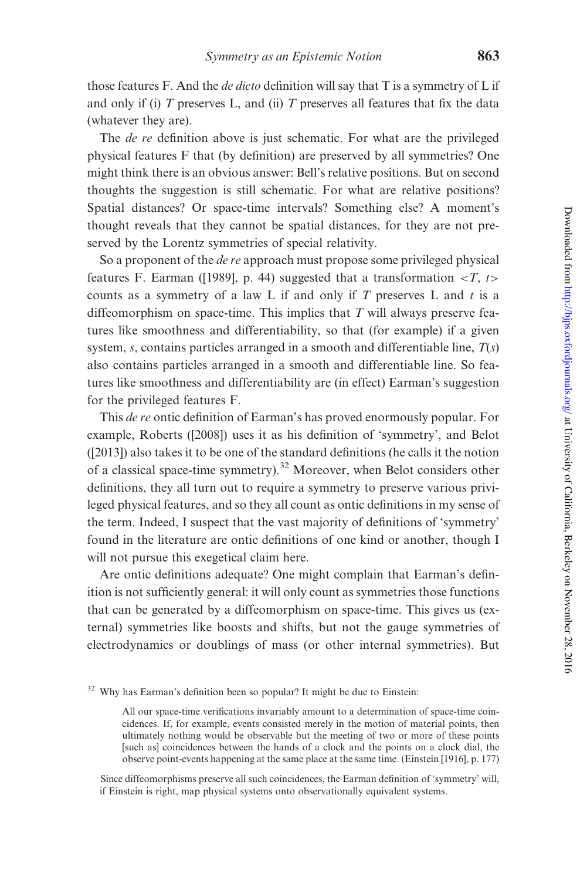those features F. And the *de dicto* definition will say that T is a symmetry of L if and only if (i) $T$ preserves L, and (ii) $T$ preserves all features that fix the data (whatever they are).

The *de re* definition above is just schematic. For what are the privileged physical features F that (by definition) are preserved by all symmetries? One might think there is an obvious answer: Bell's relative positions. But on second thoughts the suggestion is still schematic. For what are relative positions? Spatial distances? Or space-time intervals? Something else? A moment's thought reveals that they cannot be spatial distances, for they are not preserved by the Lorentz symmetries of special relativity.

So a proponent of the *de re* approach must propose some privileged physical features F. Earman ([1989], p. 44) suggested that a transformation $<T, t>$ counts as a symmetry of a law L if and only if $T$ preserves L and $t$ is a diffeomorphism on space-time. This implies that $T$ will always preserve features like smoothness and differentiability, so that (for example) if a given system, $s$, contains particles arranged in a smooth and differentiable line, $T(s)$ also contains particles arranged in a smooth and differentiable line. So features like smoothness and differentiability are (in effect) Earman's suggestion for the privileged features F.

This *de re* ontic definition of Earman's has proved enormously popular. For example, Roberts ([2008]) uses it as his definition of 'symmetry', and Belot ([2013]) also takes it to be one of the standard definitions (he calls it the notion of a classical space-time symmetry).[32] Moreover, when Belot considers other definitions, they all turn out to require a symmetry to preserve various privileged physical features, and so they all count as ontic definitions in my sense of the term. Indeed, I suspect that the vast majority of definitions of 'symmetry' found in the literature are ontic definitions of one kind or another, though I will not pursue this exegetical claim here.

Are ontic definitions adequate? One might complain that Earman's definition is not sufficiently general: it will only count as symmetries those functions that can be generated by a diffeomorphism on space-time. This gives us (external) symmetries like boosts and shifts, but not the gauge symmetries of electrodynamics or doublings of mass (or other internal symmetries). But

[32] Why has Earman's definition been so popular? It might be due to Einstein:

> All our space-time verifications invariably amount to a determination of space-time coincidences. If, for example, events consisted merely in the motion of material points, then ultimately nothing would be observable but the meeting of two or more of these points [such as] coincidences between the hands of a clock and the points on a clock dial, the observe point-events happening at the same place at the same time. (Einstein [1916], p. 177)

Since diffeomorphisms preserve all such coincidences, the Earman definition of 'symmetry' will, if Einstein is right, map physical systems onto observationally equivalent systems.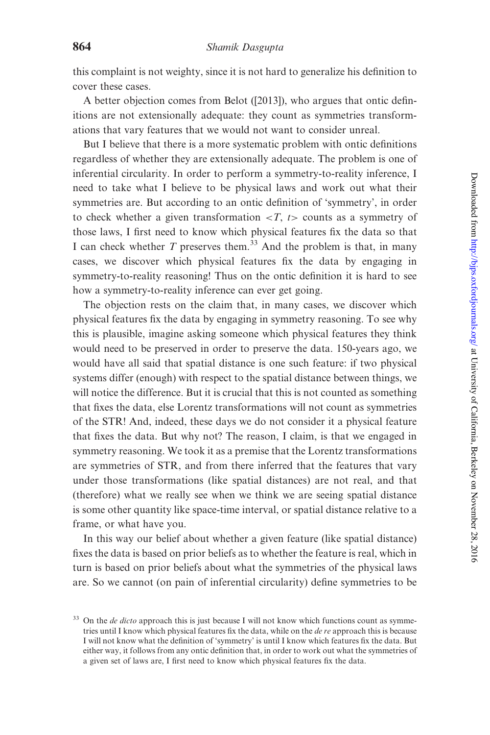this complaint is not weighty, since it is not hard to generalize his definition to cover these cases.

A better objection comes from Belot ([2013]), who argues that ontic definitions are not extensionally adequate: they count as symmetries transformations that vary features that we would not want to consider unreal.

But I believe that there is a more systematic problem with ontic definitions regardless of whether they are extensionally adequate. The problem is one of inferential circularity. In order to perform a symmetry-to-reality inference, I need to take what I believe to be physical laws and work out what their symmetries are. But according to an ontic definition of 'symmetry', in order to check whether a given transformation $<T, t>$ counts as a symmetry of those laws, I first need to know which physical features fix the data so that I can check whether $T$ preserves them.[33] And the problem is that, in many cases, we discover which physical features fix the data by engaging in symmetry-to-reality reasoning! Thus on the ontic definition it is hard to see how a symmetry-to-reality inference can ever get going.

The objection rests on the claim that, in many cases, we discover which physical features fix the data by engaging in symmetry reasoning. To see why this is plausible, imagine asking someone which physical features they think would need to be preserved in order to preserve the data. 150-years ago, we would have all said that spatial distance is one such feature: if two physical systems differ (enough) with respect to the spatial distance between things, we will notice the difference. But it is crucial that this is not counted as something that fixes the data, else Lorentz transformations will not count as symmetries of the STR! And, indeed, these days we do not consider it a physical feature that fixes the data. But why not? The reason, I claim, is that we engaged in symmetry reasoning. We took it as a premise that the Lorentz transformations are symmetries of STR, and from there inferred that the features that vary under those transformations (like spatial distances) are not real, and that (therefore) what we really see when we think we are seeing spatial distance is some other quantity like space-time interval, or spatial distance relative to a frame, or what have you.

In this way our belief about whether a given feature (like spatial distance) fixes the data is based on prior beliefs as to whether the feature is real, which in turn is based on prior beliefs about what the symmetries of the physical laws are. So we cannot (on pain of inferential circularity) define symmetries to be

[33] On the *de dicto* approach this is just because I will not know which functions count as symmetries until I know which physical features fix the data, while on the *de re* approach this is because I will not know what the definition of 'symmetry' is until I know which features fix the data. But either way, it follows from any ontic definition that, in order to work out what the symmetries of a given set of laws are, I first need to know which physical features fix the data.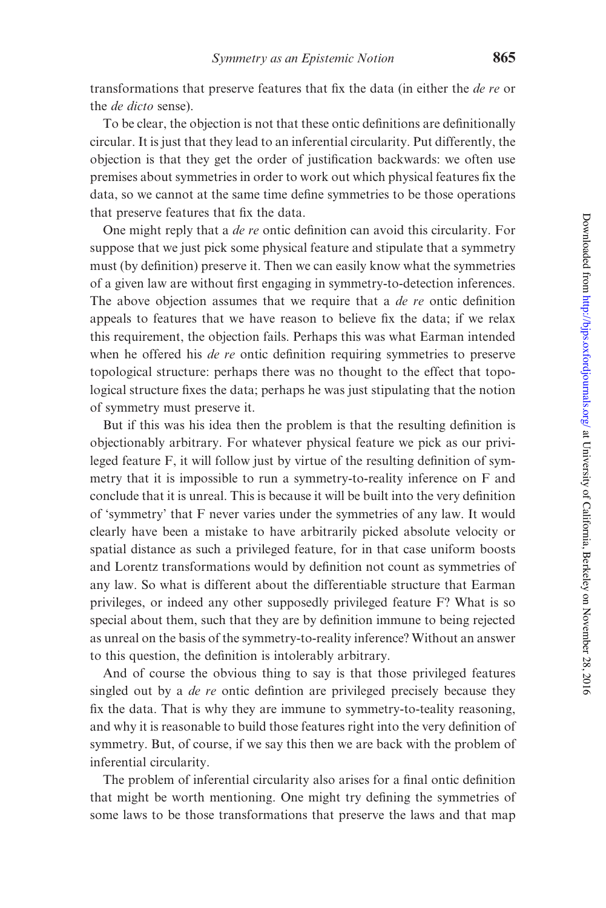transformations that preserve features that fix the data (in either the *de re* or the *de dicto* sense).

To be clear, the objection is not that these ontic definitions are definitionally circular. It is just that they lead to an inferential circularity. Put differently, the objection is that they get the order of justification backwards: we often use premises about symmetries in order to work out which physical features fix the data, so we cannot at the same time define symmetries to be those operations that preserve features that fix the data.

One might reply that a *de re* ontic definition can avoid this circularity. For suppose that we just pick some physical feature and stipulate that a symmetry must (by definition) preserve it. Then we can easily know what the symmetries of a given law are without first engaging in symmetry-to-detection inferences. The above objection assumes that we require that a *de re* ontic definition appeals to features that we have reason to believe fix the data; if we relax this requirement, the objection fails. Perhaps this was what Earman intended when he offered his *de re* ontic definition requiring symmetries to preserve topological structure: perhaps there was no thought to the effect that topological structure fixes the data; perhaps he was just stipulating that the notion of symmetry must preserve it.

But if this was his idea then the problem is that the resulting definition is objectionably arbitrary. For whatever physical feature we pick as our privileged feature F, it will follow just by virtue of the resulting definition of symmetry that it is impossible to run a symmetry-to-reality inference on F and conclude that it is unreal. This is because it will be built into the very definition of 'symmetry' that F never varies under the symmetries of any law. It would clearly have been a mistake to have arbitrarily picked absolute velocity or spatial distance as such a privileged feature, for in that case uniform boosts and Lorentz transformations would by definition not count as symmetries of any law. So what is different about the differentiable structure that Earman privileges, or indeed any other supposedly privileged feature F? What is so special about them, such that they are by definition immune to being rejected as unreal on the basis of the symmetry-to-reality inference? Without an answer to this question, the definition is intolerably arbitrary.

And of course the obvious thing to say is that those privileged features singled out by a *de re* ontic defintion are privileged precisely because they fix the data. That is why they are immune to symmetry-to-teality reasoning, and why it is reasonable to build those features right into the very definition of symmetry. But, of course, if we say this then we are back with the problem of inferential circularity.

The problem of inferential circularity also arises for a final ontic definition that might be worth mentioning. One might try defining the symmetries of some laws to be those transformations that preserve the laws and that map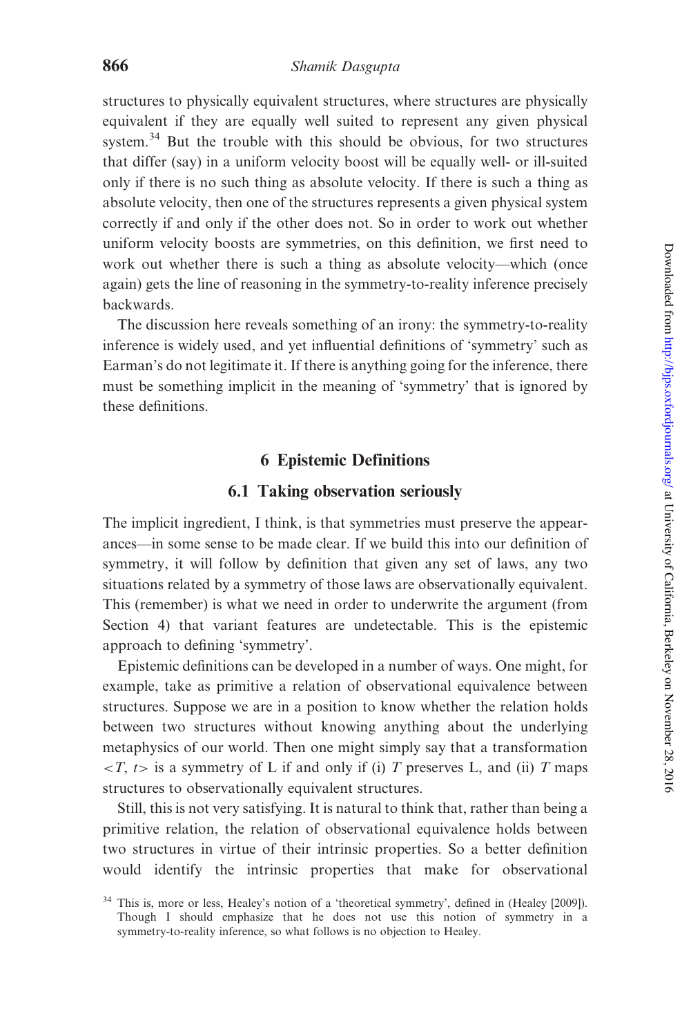structures to physically equivalent structures, where structures are physically equivalent if they are equally well suited to represent any given physical system.[34] But the trouble with this should be obvious, for two structures that differ (say) in a uniform velocity boost will be equally well- or ill-suited only if there is no such thing as absolute velocity. If there is such a thing as absolute velocity, then one of the structures represents a given physical system correctly if and only if the other does not. So in order to work out whether uniform velocity boosts are symmetries, on this definition, we first need to work out whether there is such a thing as absolute velocity—which (once again) gets the line of reasoning in the symmetry-to-reality inference precisely backwards.

The discussion here reveals something of an irony: the symmetry-to-reality inference is widely used, and yet influential definitions of 'symmetry' such as Earman's do not legitimate it. If there is anything going for the inference, there must be something implicit in the meaning of 'symmetry' that is ignored by these definitions.

## 6 Epistemic Definitions

### 6.1 Taking observation seriously

The implicit ingredient, I think, is that symmetries must preserve the appearances—in some sense to be made clear. If we build this into our definition of symmetry, it will follow by definition that given any set of laws, any two situations related by a symmetry of those laws are observationally equivalent. This (remember) is what we need in order to underwrite the argument (from Section 4) that variant features are undetectable. This is the epistemic approach to defining 'symmetry'.

Epistemic definitions can be developed in a number of ways. One might, for example, take as primitive a relation of observational equivalence between structures. Suppose we are in a position to know whether the relation holds between two structures without knowing anything about the underlying metaphysics of our world. Then one might simply say that a transformation $<T, t>$ is a symmetry of L if and only if (i) $T$ preserves L, and (ii) $T$ maps structures to observationally equivalent structures.

Still, this is not very satisfying. It is natural to think that, rather than being a primitive relation, the relation of observational equivalence holds between two structures in virtue of their intrinsic properties. So a better definition would identify the intrinsic properties that make for observational

[34] This is, more or less, Healey's notion of a 'theoretical symmetry', defined in (Healey [2009]). Though I should emphasize that he does not use this notion of symmetry in a symmetry-to-reality inference, so what follows is no objection to Healey.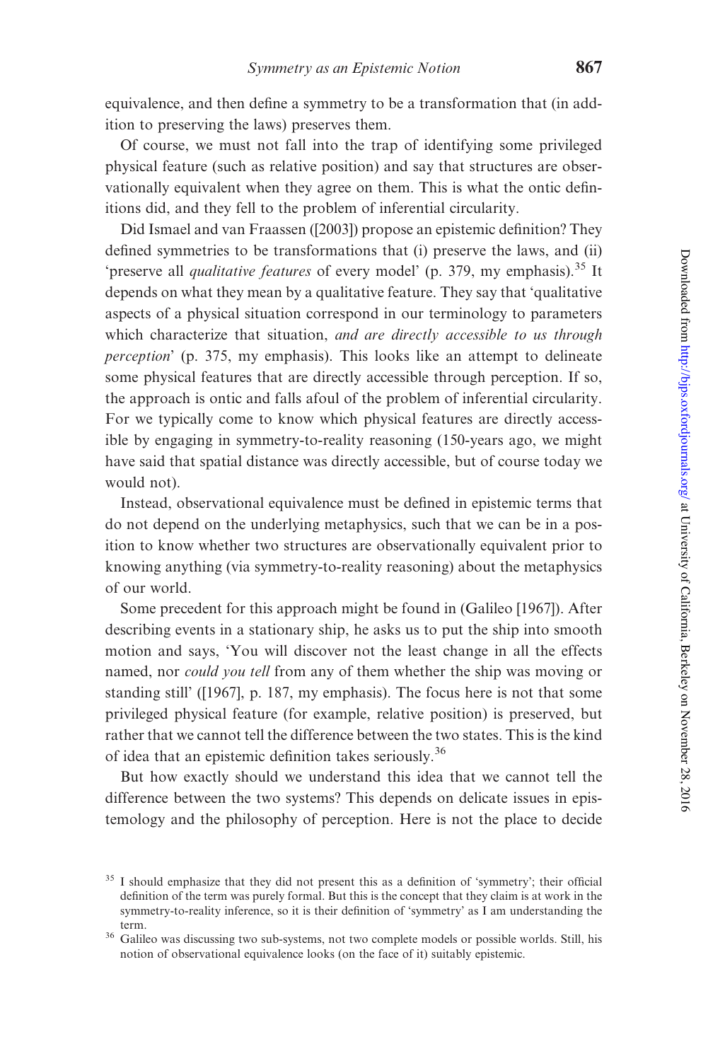equivalence, and then define a symmetry to be a transformation that (in addition to preserving the laws) preserves them.

Of course, we must not fall into the trap of identifying some privileged physical feature (such as relative position) and say that structures are observationally equivalent when they agree on them. This is what the ontic definitions did, and they fell to the problem of inferential circularity.

Did Ismael and van Fraassen ([2003]) propose an epistemic definition? They defined symmetries to be transformations that (i) preserve the laws, and (ii) 'preserve all *qualitative features* of every model' (p. 379, my emphasis).[35] It depends on what they mean by a qualitative feature. They say that 'qualitative aspects of a physical situation correspond in our terminology to parameters which characterize that situation, *and are directly accessible to us through perception*' (p. 375, my emphasis). This looks like an attempt to delineate some physical features that are directly accessible through perception. If so, the approach is ontic and falls afoul of the problem of inferential circularity. For we typically come to know which physical features are directly accessible by engaging in symmetry-to-reality reasoning (150-years ago, we might have said that spatial distance was directly accessible, but of course today we would not).

Instead, observational equivalence must be defined in epistemic terms that do not depend on the underlying metaphysics, such that we can be in a position to know whether two structures are observationally equivalent prior to knowing anything (via symmetry-to-reality reasoning) about the metaphysics of our world.

Some precedent for this approach might be found in (Galileo [1967]). After describing events in a stationary ship, he asks us to put the ship into smooth motion and says, 'You will discover not the least change in all the effects named, nor *could you tell* from any of them whether the ship was moving or standing still' ([1967], p. 187, my emphasis). The focus here is not that some privileged physical feature (for example, relative position) is preserved, but rather that we cannot tell the difference between the two states. This is the kind of idea that an epistemic definition takes seriously.[36]

But how exactly should we understand this idea that we cannot tell the difference between the two systems? This depends on delicate issues in epistemology and the philosophy of perception. Here is not the place to decide

[35] I should emphasize that they did not present this as a definition of 'symmetry'; their official definition of the term was purely formal. But this is the concept that they claim is at work in the symmetry-to-reality inference, so it is their definition of 'symmetry' as I am understanding the term.

[36] Galileo was discussing two sub-systems, not two complete models or possible worlds. Still, his notion of observational equivalence looks (on the face of it) suitably epistemic.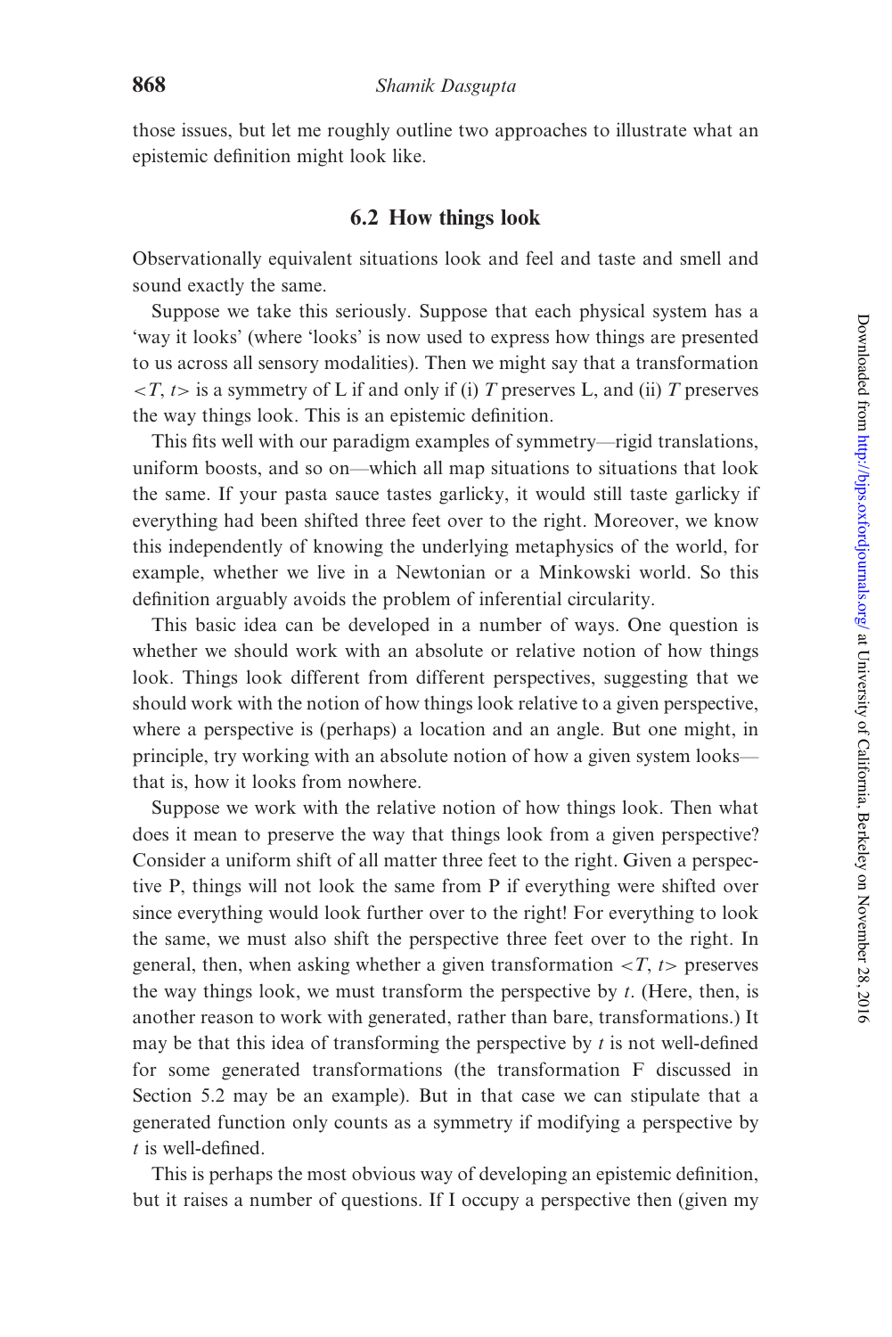those issues, but let me roughly outline two approaches to illustrate what an epistemic definition might look like.

### 6.2 How things look

Observationally equivalent situations look and feel and taste and smell and sound exactly the same.

Suppose we take this seriously. Suppose that each physical system has a 'way it looks' (where 'looks' is now used to express how things are presented to us across all sensory modalities). Then we might say that a transformation $<T, t>$ is a symmetry of L if and only if (i) $T$ preserves L, and (ii) $T$ preserves the way things look. This is an epistemic definition.

This fits well with our paradigm examples of symmetry—rigid translations, uniform boosts, and so on—which all map situations to situations that look the same. If your pasta sauce tastes garlicky, it would still taste garlicky if everything had been shifted three feet over to the right. Moreover, we know this independently of knowing the underlying metaphysics of the world, for example, whether we live in a Newtonian or a Minkowski world. So this definition arguably avoids the problem of inferential circularity.

This basic idea can be developed in a number of ways. One question is whether we should work with an absolute or relative notion of how things look. Things look different from different perspectives, suggesting that we should work with the notion of how things look relative to a given perspective, where a perspective is (perhaps) a location and an angle. But one might, in principle, try working with an absolute notion of how a given system looks—that is, how it looks from nowhere.

Suppose we work with the relative notion of how things look. Then what does it mean to preserve the way that things look from a given perspective? Consider a uniform shift of all matter three feet to the right. Given a perspective P, things will not look the same from P if everything were shifted over since everything would look further over to the right! For everything to look the same, we must also shift the perspective three feet over to the right. In general, then, when asking whether a given transformation $<T, t>$ preserves the way things look, we must transform the perspective by $t$. (Here, then, is another reason to work with generated, rather than bare, transformations.) It may be that this idea of transforming the perspective by $t$ is not well-defined for some generated transformations (the transformation F discussed in Section 5.2 may be an example). But in that case we can stipulate that a generated function only counts as a symmetry if modifying a perspective by $t$ is well-defined.

This is perhaps the most obvious way of developing an epistemic definition, but it raises a number of questions. If I occupy a perspective then (given my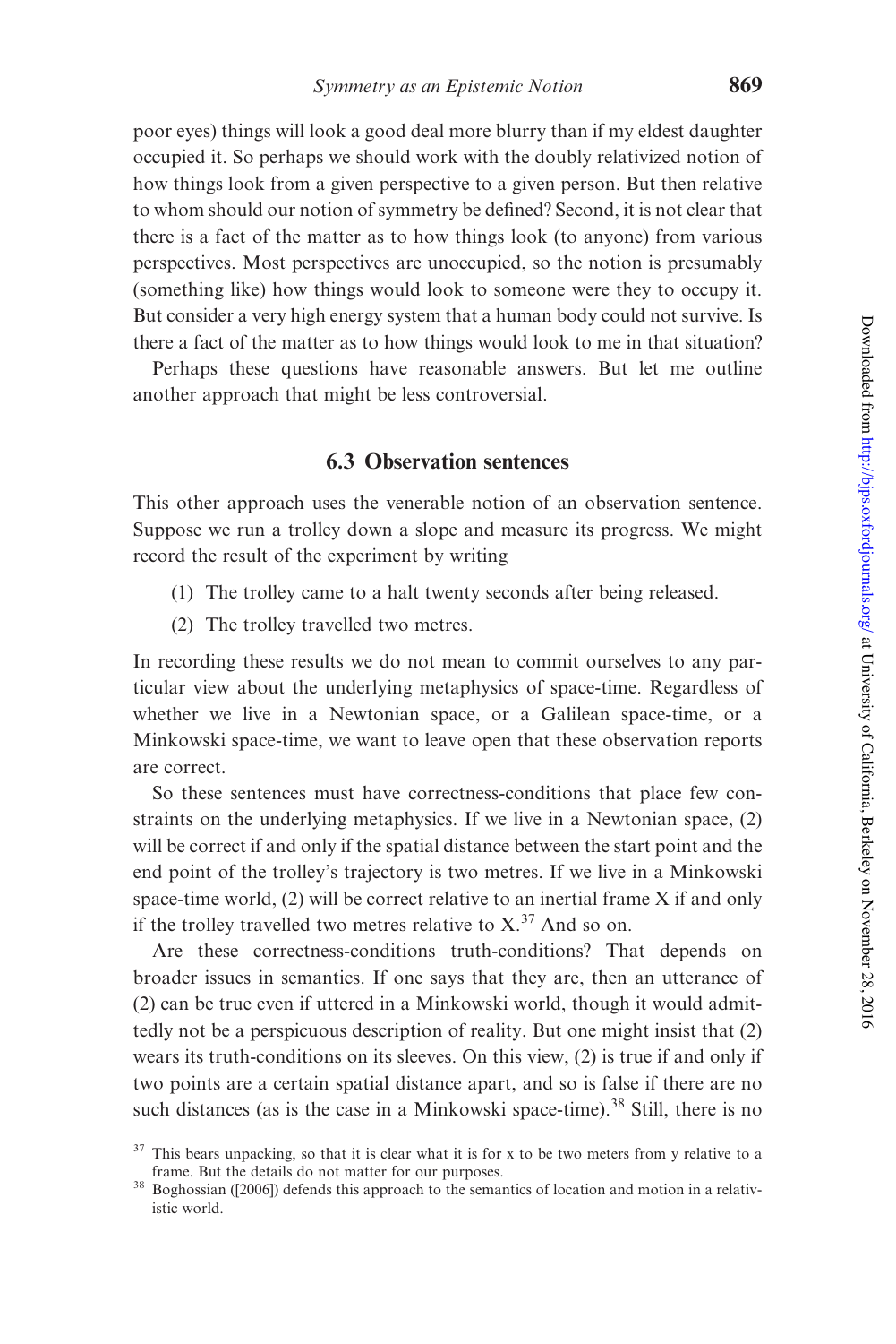poor eyes) things will look a good deal more blurry than if my eldest daughter occupied it. So perhaps we should work with the doubly relativized notion of how things look from a given perspective to a given person. But then relative to whom should our notion of symmetry be defined? Second, it is not clear that there is a fact of the matter as to how things look (to anyone) from various perspectives. Most perspectives are unoccupied, so the notion is presumably (something like) how things would look to someone were they to occupy it. But consider a very high energy system that a human body could not survive. Is there a fact of the matter as to how things would look to me in that situation?

Perhaps these questions have reasonable answers. But let me outline another approach that might be less controversial.

### 6.3 Observation sentences

This other approach uses the venerable notion of an observation sentence. Suppose we run a trolley down a slope and measure its progress. We might record the result of the experiment by writing

(1) The trolley came to a halt twenty seconds after being released.

(2) The trolley travelled two metres.

In recording these results we do not mean to commit ourselves to any particular view about the underlying metaphysics of space-time. Regardless of whether we live in a Newtonian space, or a Galilean space-time, or a Minkowski space-time, we want to leave open that these observation reports are correct.

So these sentences must have correctness-conditions that place few constraints on the underlying metaphysics. If we live in a Newtonian space, (2) will be correct if and only if the spatial distance between the start point and the end point of the trolley's trajectory is two metres. If we live in a Minkowski space-time world, (2) will be correct relative to an inertial frame X if and only if the trolley travelled two metres relative to X.[37] And so on.

Are these correctness-conditions truth-conditions? That depends on broader issues in semantics. If one says that they are, then an utterance of (2) can be true even if uttered in a Minkowski world, though it would admittedly not be a perspicuous description of reality. But one might insist that (2) wears its truth-conditions on its sleeves. On this view, (2) is true if and only if two points are a certain spatial distance apart, and so is false if there are no such distances (as is the case in a Minkowski space-time).[38] Still, there is no

[37] This bears unpacking, so that it is clear what it is for x to be two meters from y relative to a frame. But the details do not matter for our purposes.

[38] Boghossian ([2006]) defends this approach to the semantics of location and motion in a relativistic world.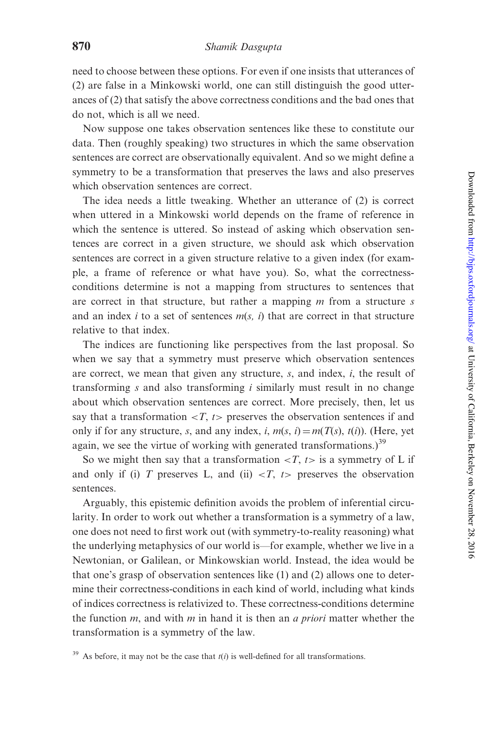need to choose between these options. For even if one insists that utterances of (2) are false in a Minkowski world, one can still distinguish the good utterances of (2) that satisfy the above correctness conditions and the bad ones that do not, which is all we need.

Now suppose one takes observation sentences like these to constitute our data. Then (roughly speaking) two structures in which the same observation sentences are correct are observationally equivalent. And so we might define a symmetry to be a transformation that preserves the laws and also preserves which observation sentences are correct.

The idea needs a little tweaking. Whether an utterance of (2) is correct when uttered in a Minkowski world depends on the frame of reference in which the sentence is uttered. So instead of asking which observation sentences are correct in a given structure, we should ask which observation sentences are correct in a given structure relative to a given index (for example, a frame of reference or what have you). So, what the correctness-conditions determine is not a mapping from structures to sentences that are correct in that structure, but rather a mapping $m$ from a structure $s$ and an index $i$ to a set of sentences $m(s, i)$ that are correct in that structure relative to that index.

The indices are functioning like perspectives from the last proposal. So when we say that a symmetry must preserve which observation sentences are correct, we mean that given any structure, $s$, and index, $i$, the result of transforming $s$ and also transforming $i$ similarly must result in no change about which observation sentences are correct. More precisely, then, let us say that a transformation $<T, t>$ preserves the observation sentences if and only if for any structure, $s$, and any index, $i$, $m(s, i) = m(T(s), t(i))$. (Here, yet again, we see the virtue of working with generated transformations.)[39]

So we might then say that a transformation $<T, t>$ is a symmetry of L if and only if (i) $T$ preserves L, and (ii) $<T, t>$ preserves the observation sentences.

Arguably, this epistemic definition avoids the problem of inferential circularity. In order to work out whether a transformation is a symmetry of a law, one does not need to first work out (with symmetry-to-reality reasoning) what the underlying metaphysics of our world is—for example, whether we live in a Newtonian, or Galilean, or Minkowskian world. Instead, the idea would be that one's grasp of observation sentences like (1) and (2) allows one to determine their correctness-conditions in each kind of world, including what kinds of indices correctness is relativized to. These correctness-conditions determine the function $m$, and with $m$ in hand it is then an *a priori* matter whether the transformation is a symmetry of the law.

[39] As before, it may not be the case that $t(i)$ is well-defined for all transformations.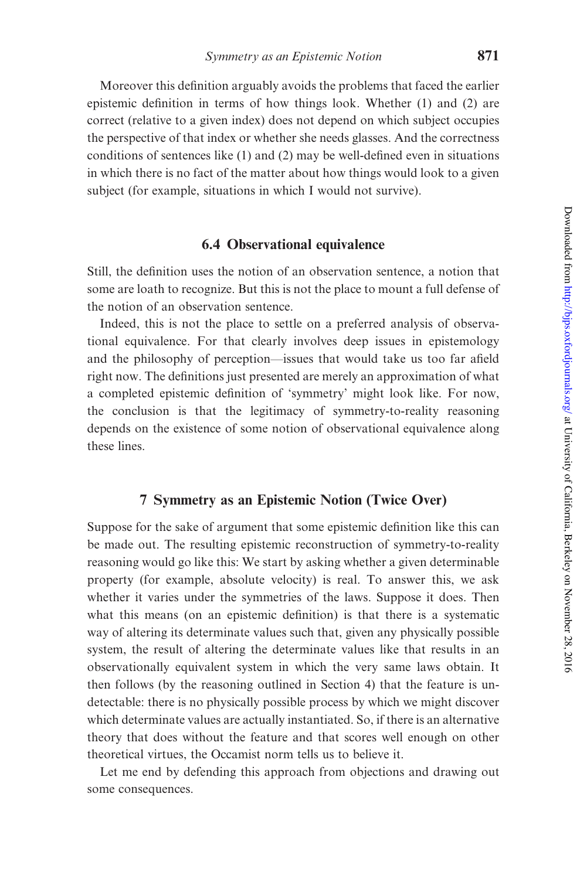Moreover this definition arguably avoids the problems that faced the earlier epistemic definition in terms of how things look. Whether (1) and (2) are correct (relative to a given index) does not depend on which subject occupies the perspective of that index or whether she needs glasses. And the correctness conditions of sentences like (1) and (2) may be well-defined even in situations in which there is no fact of the matter about how things would look to a given subject (for example, situations in which I would not survive).

### 6.4 Observational equivalence

Still, the definition uses the notion of an observation sentence, a notion that some are loath to recognize. But this is not the place to mount a full defense of the notion of an observation sentence.

Indeed, this is not the place to settle on a preferred analysis of observational equivalence. For that clearly involves deep issues in epistemology and the philosophy of perception—issues that would take us too far afield right now. The definitions just presented are merely an approximation of what a completed epistemic definition of 'symmetry' might look like. For now, the conclusion is that the legitimacy of symmetry-to-reality reasoning depends on the existence of some notion of observational equivalence along these lines.

## 7 Symmetry as an Epistemic Notion (Twice Over)

Suppose for the sake of argument that some epistemic definition like this can be made out. The resulting epistemic reconstruction of symmetry-to-reality reasoning would go like this: We start by asking whether a given determinable property (for example, absolute velocity) is real. To answer this, we ask whether it varies under the symmetries of the laws. Suppose it does. Then what this means (on an epistemic definition) is that there is a systematic way of altering its determinate values such that, given any physically possible system, the result of altering the determinate values like that results in an observationally equivalent system in which the very same laws obtain. It then follows (by the reasoning outlined in Section 4) that the feature is undetectable: there is no physically possible process by which we might discover which determinate values are actually instantiated. So, if there is an alternative theory that does without the feature and that scores well enough on other theoretical virtues, the Occamist norm tells us to believe it.

Let me end by defending this approach from objections and drawing out some consequences.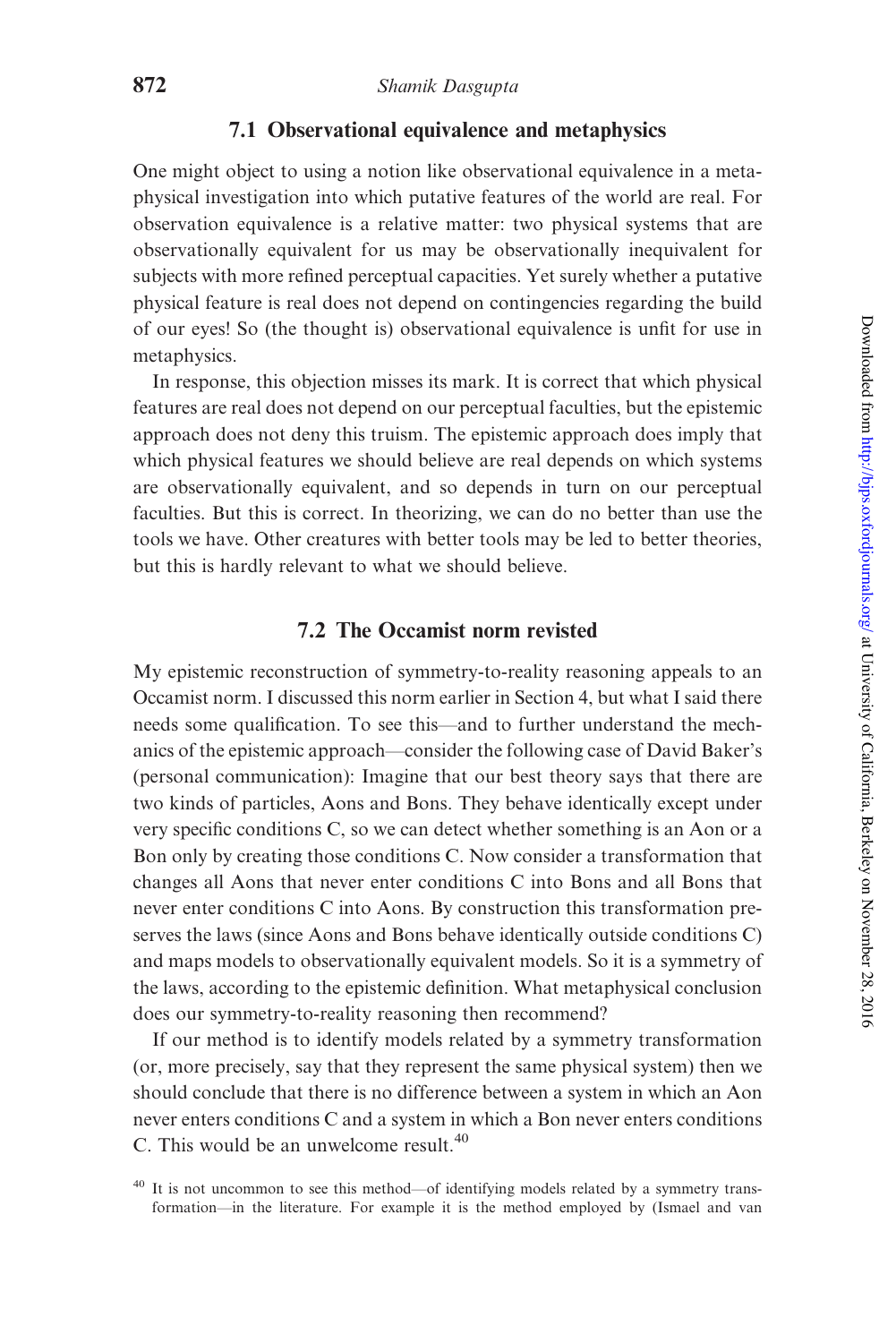### 7.1 Observational equivalence and metaphysics

One might object to using a notion like observational equivalence in a metaphysical investigation into which putative features of the world are real. For observation equivalence is a relative matter: two physical systems that are observationally equivalent for us may be observationally inequivalent for subjects with more refined perceptual capacities. Yet surely whether a putative physical feature is real does not depend on contingencies regarding the build of our eyes! So (the thought is) observational equivalence is unfit for use in metaphysics.

In response, this objection misses its mark. It is correct that which physical features are real does not depend on our perceptual faculties, but the epistemic approach does not deny this truism. The epistemic approach does imply that which physical features we should believe are real depends on which systems are observationally equivalent, and so depends in turn on our perceptual faculties. But this is correct. In theorizing, we can do no better than use the tools we have. Other creatures with better tools may be led to better theories, but this is hardly relevant to what we should believe.

### 7.2 The Occamist norm revisted

My epistemic reconstruction of symmetry-to-reality reasoning appeals to an Occamist norm. I discussed this norm earlier in Section 4, but what I said there needs some qualification. To see this—and to further understand the mechanics of the epistemic approach—consider the following case of David Baker's (personal communication): Imagine that our best theory says that there are two kinds of particles, Aons and Bons. They behave identically except under very specific conditions C, so we can detect whether something is an Aon or a Bon only by creating those conditions C. Now consider a transformation that changes all Aons that never enter conditions C into Bons and all Bons that never enter conditions C into Aons. By construction this transformation preserves the laws (since Aons and Bons behave identically outside conditions C) and maps models to observationally equivalent models. So it is a symmetry of the laws, according to the epistemic definition. What metaphysical conclusion does our symmetry-to-reality reasoning then recommend?

If our method is to identify models related by a symmetry transformation (or, more precisely, say that they represent the same physical system) then we should conclude that there is no difference between a system in which an Aon never enters conditions C and a system in which a Bon never enters conditions C. This would be an unwelcome result.[40]

[40] It is not uncommon to see this method—of identifying models related by a symmetry transformation—in the literature. For example it is the method employed by (Ismael and van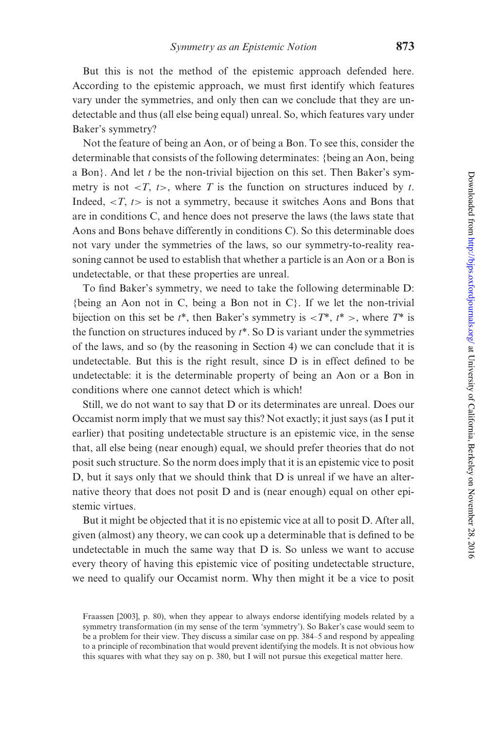But this is not the method of the epistemic approach defended here. According to the epistemic approach, we must first identify which features vary under the symmetries, and only then can we conclude that they are undetectable and thus (all else being equal) unreal. So, which features vary under Baker's symmetry?

Not the feature of being an Aon, or of being a Bon. To see this, consider the determinable that consists of the following determinates: {being an Aon, being a Bon}. And let $t$ be the non-trivial bijection on this set. Then Baker's symmetry is not $<T, t>$, where $T$ is the function on structures induced by $t$. Indeed, $<T, t>$ is not a symmetry, because it switches Aons and Bons that are in conditions C, and hence does not preserve the laws (the laws state that Aons and Bons behave differently in conditions C). So this determinable does not vary under the symmetries of the laws, so our symmetry-to-reality reasoning cannot be used to establish that whether a particle is an Aon or a Bon is undetectable, or that these properties are unreal.

To find Baker's symmetry, we need to take the following determinable D: {being an Aon not in C, being a Bon not in C}. If we let the non-trivial bijection on this set be $t^*$, then Baker's symmetry is $<T^*, t^*>$, where $T^*$ is the function on structures induced by $t^*$. So D is variant under the symmetries of the laws, and so (by the reasoning in Section 4) we can conclude that it is undetectable. But this is the right result, since D is in effect defined to be undetectable: it is the determinable property of being an Aon or a Bon in conditions where one cannot detect which is which!

Still, we do not want to say that D or its determinates are unreal. Does our Occamist norm imply that we must say this? Not exactly; it just says (as I put it earlier) that positing undetectable structure is an epistemic vice, in the sense that, all else being (near enough) equal, we should prefer theories that do not posit such structure. So the norm does imply that it is an epistemic vice to posit D, but it says only that we should think that D is unreal if we have an alternative theory that does not posit D and is (near enough) equal on other epistemic virtues.

But it might be objected that it is no epistemic vice at all to posit D. After all, given (almost) any theory, we can cook up a determinable that is defined to be undetectable in much the same way that D is. So unless we want to accuse every theory of having this epistemic vice of positing undetectable structure, we need to qualify our Occamist norm. Why then might it be a vice to posit

Fraassen [2003], p. 80), when they appear to always endorse identifying models related by a symmetry transformation (in my sense of the term 'symmetry'). So Baker's case would seem to be a problem for their view. They discuss a similar case on pp. 384–5 and respond by appealing to a principle of recombination that would prevent identifying the models. It is not obvious how this squares with what they say on p. 380, but I will not pursue this exegetical matter here.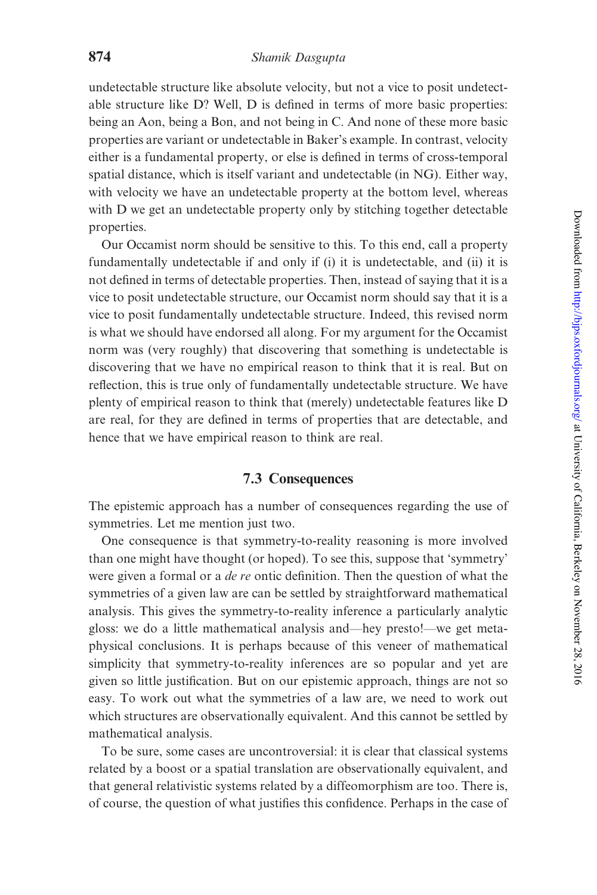undetectable structure like absolute velocity, but not a vice to posit undetectable structure like D? Well, D is defined in terms of more basic properties: being an Aon, being a Bon, and not being in C. And none of these more basic properties are variant or undetectable in Baker's example. In contrast, velocity either is a fundamental property, or else is defined in terms of cross-temporal spatial distance, which is itself variant and undetectable (in NG). Either way, with velocity we have an undetectable property at the bottom level, whereas with D we get an undetectable property only by stitching together detectable properties.

Our Occamist norm should be sensitive to this. To this end, call a property fundamentally undetectable if and only if (i) it is undetectable, and (ii) it is not defined in terms of detectable properties. Then, instead of saying that it is a vice to posit undetectable structure, our Occamist norm should say that it is a vice to posit fundamentally undetectable structure. Indeed, this revised norm is what we should have endorsed all along. For my argument for the Occamist norm was (very roughly) that discovering that something is undetectable is discovering that we have no empirical reason to think that it is real. But on reflection, this is true only of fundamentally undetectable structure. We have plenty of empirical reason to think that (merely) undetectable features like D are real, for they are defined in terms of properties that are detectable, and hence that we have empirical reason to think are real.

### 7.3 Consequences

The epistemic approach has a number of consequences regarding the use of symmetries. Let me mention just two.

One consequence is that symmetry-to-reality reasoning is more involved than one might have thought (or hoped). To see this, suppose that 'symmetry' were given a formal or a *de re* ontic definition. Then the question of what the symmetries of a given law are can be settled by straightforward mathematical analysis. This gives the symmetry-to-reality inference a particularly analytic gloss: we do a little mathematical analysis and—hey presto!—we get metaphysical conclusions. It is perhaps because of this veneer of mathematical simplicity that symmetry-to-reality inferences are so popular and yet are given so little justification. But on our epistemic approach, things are not so easy. To work out what the symmetries of a law are, we need to work out which structures are observationally equivalent. And this cannot be settled by mathematical analysis.

To be sure, some cases are uncontroversial: it is clear that classical systems related by a boost or a spatial translation are observationally equivalent, and that general relativistic systems related by a diffeomorphism are too. There is, of course, the question of what justifies this confidence. Perhaps in the case of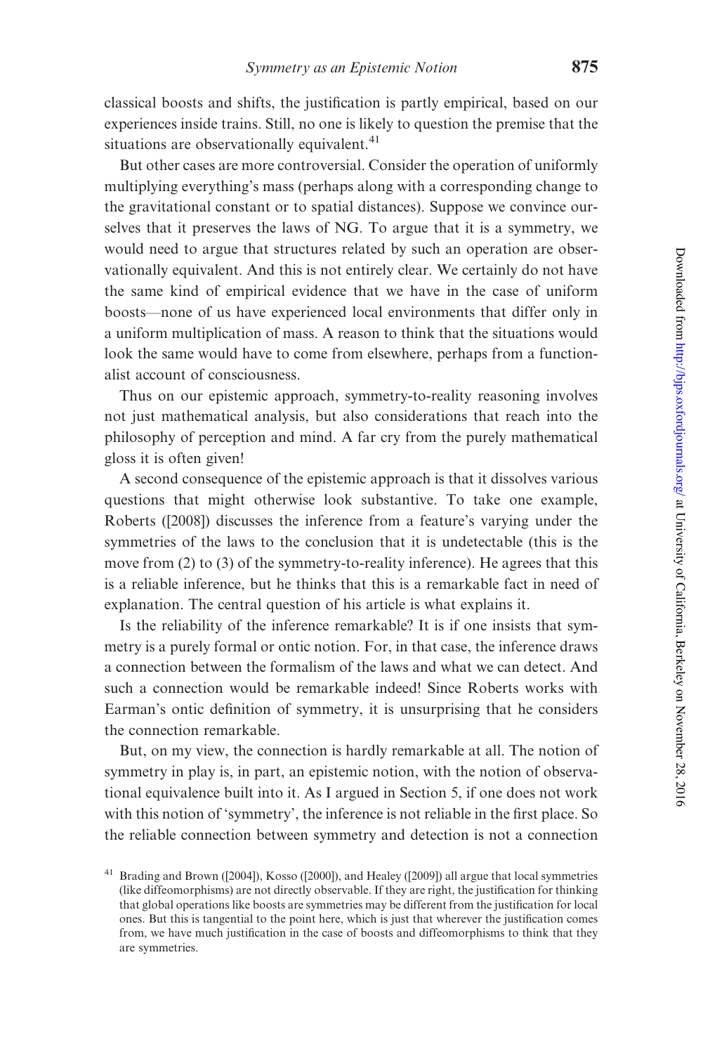classical boosts and shifts, the justification is partly empirical, based on our experiences inside trains. Still, no one is likely to question the premise that the situations are observationally equivalent.[41]

But other cases are more controversial. Consider the operation of uniformly multiplying everything's mass (perhaps along with a corresponding change to the gravitational constant or to spatial distances). Suppose we convince ourselves that it preserves the laws of NG. To argue that it is a symmetry, we would need to argue that structures related by such an operation are observationally equivalent. And this is not entirely clear. We certainly do not have the same kind of empirical evidence that we have in the case of uniform boosts—none of us have experienced local environments that differ only in a uniform multiplication of mass. A reason to think that the situations would look the same would have to come from elsewhere, perhaps from a functionalist account of consciousness.

Thus on our epistemic approach, symmetry-to-reality reasoning involves not just mathematical analysis, but also considerations that reach into the philosophy of perception and mind. A far cry from the purely mathematical gloss it is often given!

A second consequence of the epistemic approach is that it dissolves various questions that might otherwise look substantive. To take one example, Roberts ([2008]) discusses the inference from a feature's varying under the symmetries of the laws to the conclusion that it is undetectable (this is the move from (2) to (3) of the symmetry-to-reality inference). He agrees that this is a reliable inference, but he thinks that this is a remarkable fact in need of explanation. The central question of his article is what explains it.

Is the reliability of the inference remarkable? It is if one insists that symmetry is a purely formal or ontic notion. For, in that case, the inference draws a connection between the formalism of the laws and what we can detect. And such a connection would be remarkable indeed! Since Roberts works with Earman's ontic definition of symmetry, it is unsurprising that he considers the connection remarkable.

But, on my view, the connection is hardly remarkable at all. The notion of symmetry in play is, in part, an epistemic notion, with the notion of observational equivalence built into it. As I argued in Section 5, if one does not work with this notion of 'symmetry', the inference is not reliable in the first place. So the reliable connection between symmetry and detection is not a connection

[41] Brading and Brown ([2004]), Kosso ([2000]), and Healey ([2009]) all argue that local symmetries (like diffeomorphisms) are not directly observable. If they are right, the justification for thinking that global operations like boosts are symmetries may be different from the justification for local ones. But this is tangential to the point here, which is just that wherever the justification comes from, we have much justification in the case of boosts and diffeomorphisms to think that they are symmetries.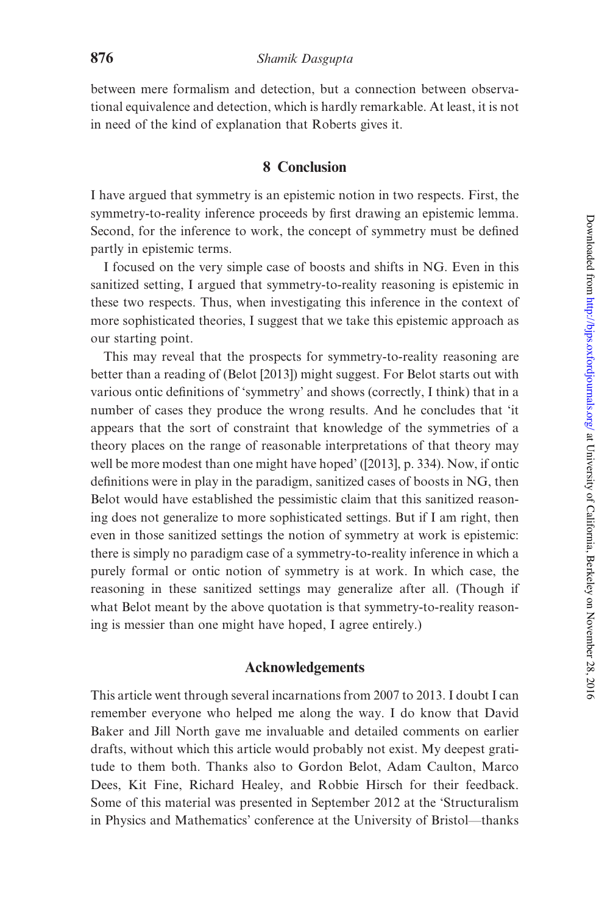between mere formalism and detection, but a connection between observational equivalence and detection, which is hardly remarkable. At least, it is not in need of the kind of explanation that Roberts gives it.

## 8 Conclusion

I have argued that symmetry is an epistemic notion in two respects. First, the symmetry-to-reality inference proceeds by first drawing an epistemic lemma. Second, for the inference to work, the concept of symmetry must be defined partly in epistemic terms.

I focused on the very simple case of boosts and shifts in NG. Even in this sanitized setting, I argued that symmetry-to-reality reasoning is epistemic in these two respects. Thus, when investigating this inference in the context of more sophisticated theories, I suggest that we take this epistemic approach as our starting point.

This may reveal that the prospects for symmetry-to-reality reasoning are better than a reading of (Belot [2013]) might suggest. For Belot starts out with various ontic definitions of 'symmetry' and shows (correctly, I think) that in a number of cases they produce the wrong results. And he concludes that 'it appears that the sort of constraint that knowledge of the symmetries of a theory places on the range of reasonable interpretations of that theory may well be more modest than one might have hoped' ([2013], p. 334). Now, if ontic definitions were in play in the paradigm, sanitized cases of boosts in NG, then Belot would have established the pessimistic claim that this sanitized reasoning does not generalize to more sophisticated settings. But if I am right, then even in those sanitized settings the notion of symmetry at work is epistemic: there is simply no paradigm case of a symmetry-to-reality inference in which a purely formal or ontic notion of symmetry is at work. In which case, the reasoning in these sanitized settings may generalize after all. (Though if what Belot meant by the above quotation is that symmetry-to-reality reasoning is messier than one might have hoped, I agree entirely.)

## Acknowledgements

This article went through several incarnations from 2007 to 2013. I doubt I can remember everyone who helped me along the way. I do know that David Baker and Jill North gave me invaluable and detailed comments on earlier drafts, without which this article would probably not exist. My deepest gratitude to them both. Thanks also to Gordon Belot, Adam Caulton, Marco Dees, Kit Fine, Richard Healey, and Robbie Hirsch for their feedback. Some of this material was presented in September 2012 at the 'Structuralism in Physics and Mathematics' conference at the University of Bristol—thanks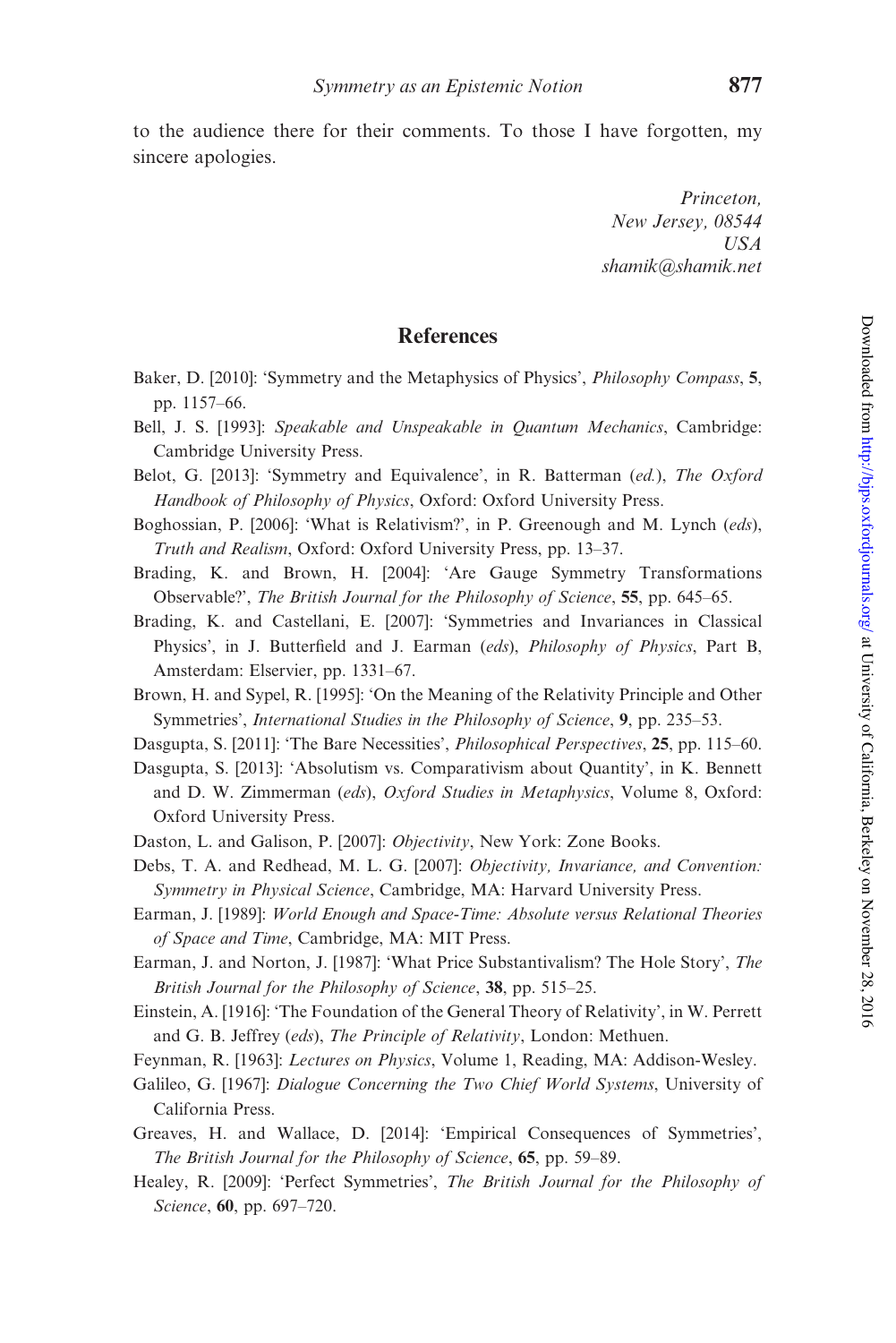to the audience there for their comments. To those I have forgotten, my sincere apologies.

*Princeton,*
*New Jersey, 08544*
*USA*
*shamik@shamik.net*

## References

Baker, D. [2010]: 'Symmetry and the Metaphysics of Physics', *Philosophy Compass*, **5**, pp. 1157–66.

Bell, J. S. [1993]: *Speakable and Unspeakable in Quantum Mechanics*, Cambridge: Cambridge University Press.

Belot, G. [2013]: 'Symmetry and Equivalence', in R. Batterman (*ed.*), *The Oxford Handbook of Philosophy of Physics*, Oxford: Oxford University Press.

Boghossian, P. [2006]: 'What is Relativism?', in P. Greenough and M. Lynch (*eds*), *Truth and Realism*, Oxford: Oxford University Press, pp. 13–37.

Brading, K. and Brown, H. [2004]: 'Are Gauge Symmetry Transformations Observable?', *The British Journal for the Philosophy of Science*, **55**, pp. 645–65.

Brading, K. and Castellani, E. [2007]: 'Symmetries and Invariances in Classical Physics', in J. Butterfield and J. Earman (*eds*), *Philosophy of Physics*, Part B, Amsterdam: Elservier, pp. 1331–67.

Brown, H. and Sypel, R. [1995]: 'On the Meaning of the Relativity Principle and Other Symmetries', *International Studies in the Philosophy of Science*, **9**, pp. 235–53.

Dasgupta, S. [2011]: 'The Bare Necessities', *Philosophical Perspectives*, **25**, pp. 115–60.

Dasgupta, S. [2013]: 'Absolutism vs. Comparativism about Quantity', in K. Bennett and D. W. Zimmerman (*eds*), *Oxford Studies in Metaphysics*, Volume 8, Oxford: Oxford University Press.

Daston, L. and Galison, P. [2007]: *Objectivity*, New York: Zone Books.

Debs, T. A. and Redhead, M. L. G. [2007]: *Objectivity, Invariance, and Convention: Symmetry in Physical Science*, Cambridge, MA: Harvard University Press.

Earman, J. [1989]: *World Enough and Space-Time: Absolute versus Relational Theories of Space and Time*, Cambridge, MA: MIT Press.

Earman, J. and Norton, J. [1987]: 'What Price Substantivalism? The Hole Story', *The British Journal for the Philosophy of Science*, **38**, pp. 515–25.

Einstein, A. [1916]: 'The Foundation of the General Theory of Relativity', in W. Perrett and G. B. Jeffrey (*eds*), *The Principle of Relativity*, London: Methuen.

Feynman, R. [1963]: *Lectures on Physics*, Volume 1, Reading, MA: Addison-Wesley.

Galileo, G. [1967]: *Dialogue Concerning the Two Chief World Systems*, University of California Press.

Greaves, H. and Wallace, D. [2014]: 'Empirical Consequences of Symmetries', *The British Journal for the Philosophy of Science*, **65**, pp. 59–89.

Healey, R. [2009]: 'Perfect Symmetries', *The British Journal for the Philosophy of Science*, **60**, pp. 697–720.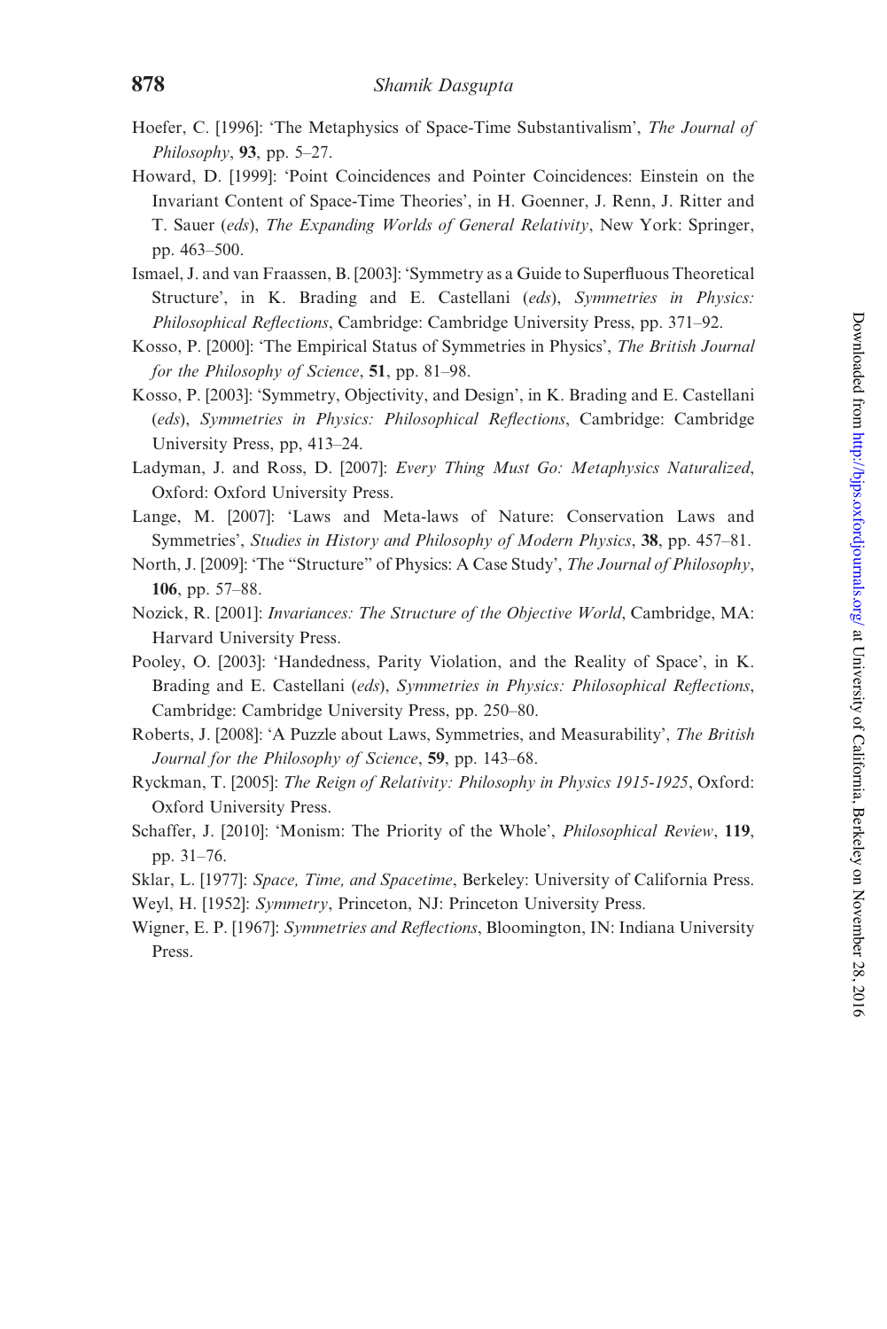Hoefer, C. [1996]: 'The Metaphysics of Space-Time Substantivalism', *The Journal of Philosophy*, **93**, pp. 5–27.

Howard, D. [1999]: 'Point Coincidences and Pointer Coincidences: Einstein on the Invariant Content of Space-Time Theories', in H. Goenner, J. Renn, J. Ritter and T. Sauer (*eds*), *The Expanding Worlds of General Relativity*, New York: Springer, pp. 463–500.

Ismael, J. and van Fraassen, B. [2003]: 'Symmetry as a Guide to Superfluous Theoretical Structure', in K. Brading and E. Castellani (*eds*), *Symmetries in Physics: Philosophical Reflections*, Cambridge: Cambridge University Press, pp. 371–92.

Kosso, P. [2000]: 'The Empirical Status of Symmetries in Physics', *The British Journal for the Philosophy of Science*, **51**, pp. 81–98.

Kosso, P. [2003]: 'Symmetry, Objectivity, and Design', in K. Brading and E. Castellani (*eds*), *Symmetries in Physics: Philosophical Reflections*, Cambridge: Cambridge University Press, pp, 413–24.

Ladyman, J. and Ross, D. [2007]: *Every Thing Must Go: Metaphysics Naturalized*, Oxford: Oxford University Press.

Lange, M. [2007]: 'Laws and Meta-laws of Nature: Conservation Laws and Symmetries', *Studies in History and Philosophy of Modern Physics*, **38**, pp. 457–81.

North, J. [2009]: 'The "Structure" of Physics: A Case Study', *The Journal of Philosophy*, **106**, pp. 57–88.

Nozick, R. [2001]: *Invariances: The Structure of the Objective World*, Cambridge, MA: Harvard University Press.

Pooley, O. [2003]: 'Handedness, Parity Violation, and the Reality of Space', in K. Brading and E. Castellani (*eds*), *Symmetries in Physics: Philosophical Reflections*, Cambridge: Cambridge University Press, pp. 250–80.

Roberts, J. [2008]: 'A Puzzle about Laws, Symmetries, and Measurability', *The British Journal for the Philosophy of Science*, **59**, pp. 143–68.

Ryckman, T. [2005]: *The Reign of Relativity: Philosophy in Physics 1915-1925*, Oxford: Oxford University Press.

Schaffer, J. [2010]: 'Monism: The Priority of the Whole', *Philosophical Review*, **119**, pp. 31–76.

Sklar, L. [1977]: *Space, Time, and Spacetime*, Berkeley: University of California Press.

Weyl, H. [1952]: *Symmetry*, Princeton, NJ: Princeton University Press.

Wigner, E. P. [1967]: *Symmetries and Reflections*, Bloomington, IN: Indiana University Press.